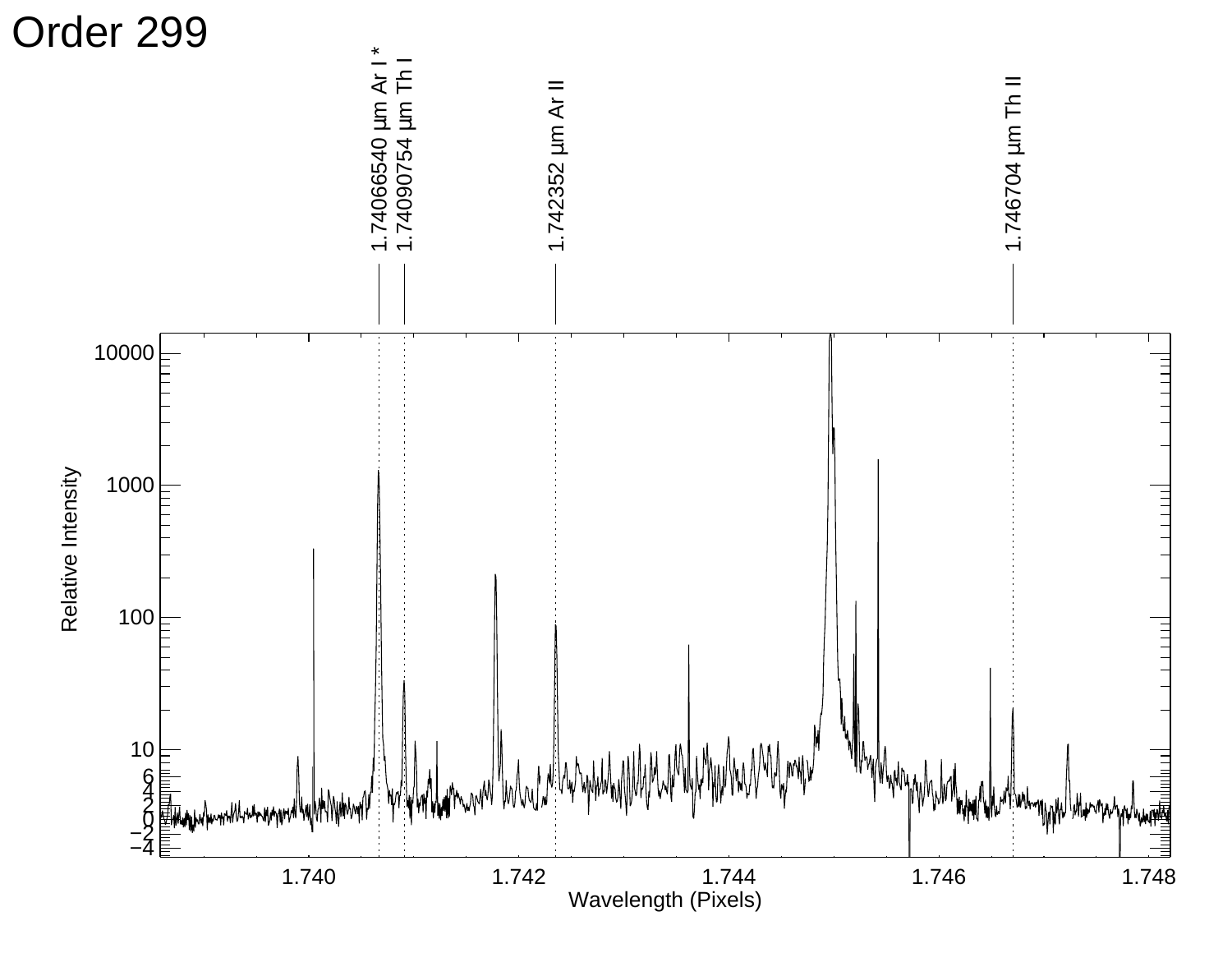# Order 299

1.74066540 μm Ar I *

1.74090754 μm Th I

1.742352 μm Ar II

1.746704 μm Th II

Relative Intensity

Wavelength (Pixels)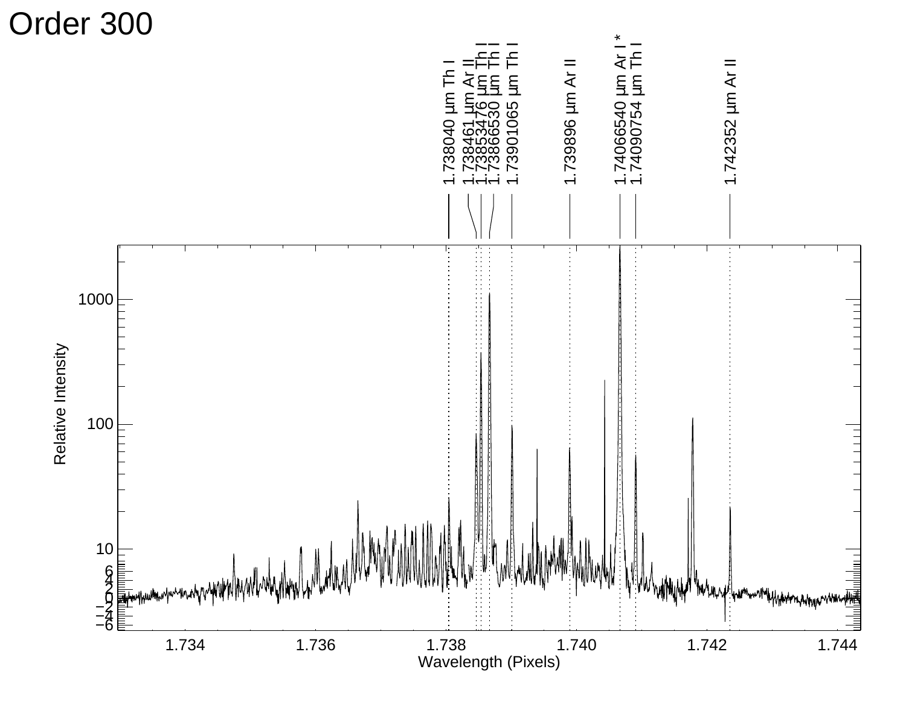# Order 300

1.738040 μm Th I
1.738461 μm Ar II
1.73853476 μm Th I
1.73866530 μm Th I
1.73901065 μm Th I
1.739896 μm Ar II
1.74066540 μm Ar I *
1.74090754 μm Th I
1.742352 μm Ar II

Relative Intensity

1000
100
10
6
4
2
0
−2
−4
−6

1.734  1.736  1.738  1.740  1.742  1.744

Wavelength (Pixels)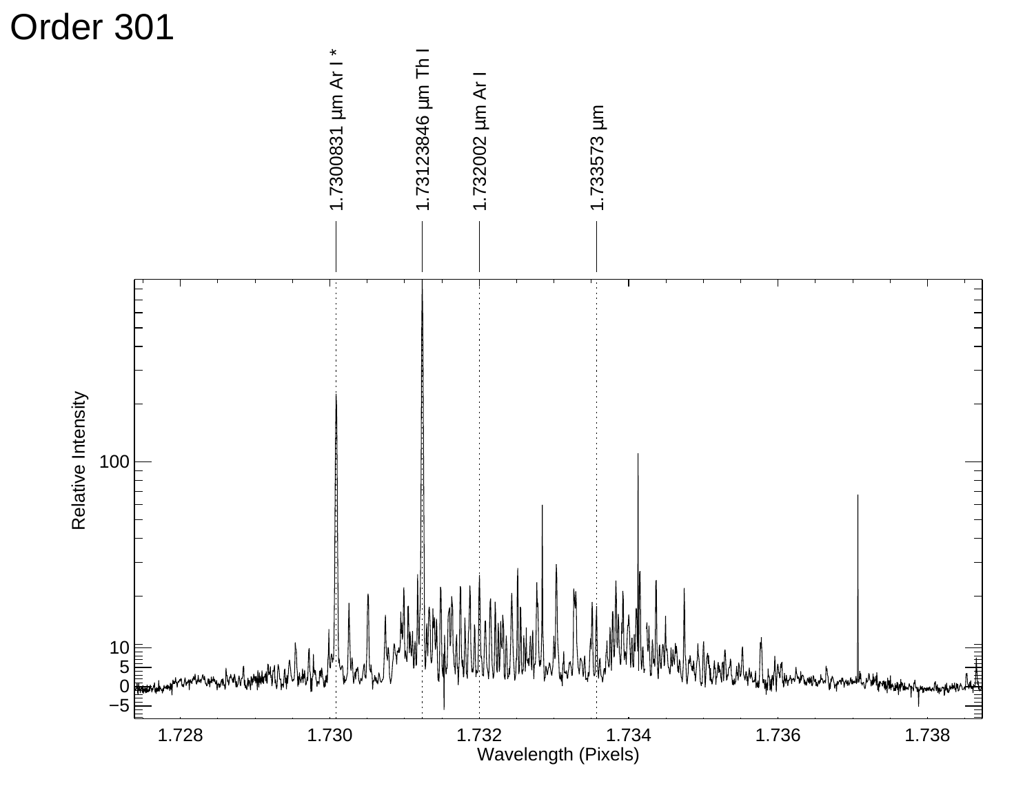# Order 301

1.7300831 μm Ar I *

1.73123846 μm Th I

1.732002 μm Ar I

1.733573 μm

Relative Intensity

Wavelength (Pixels)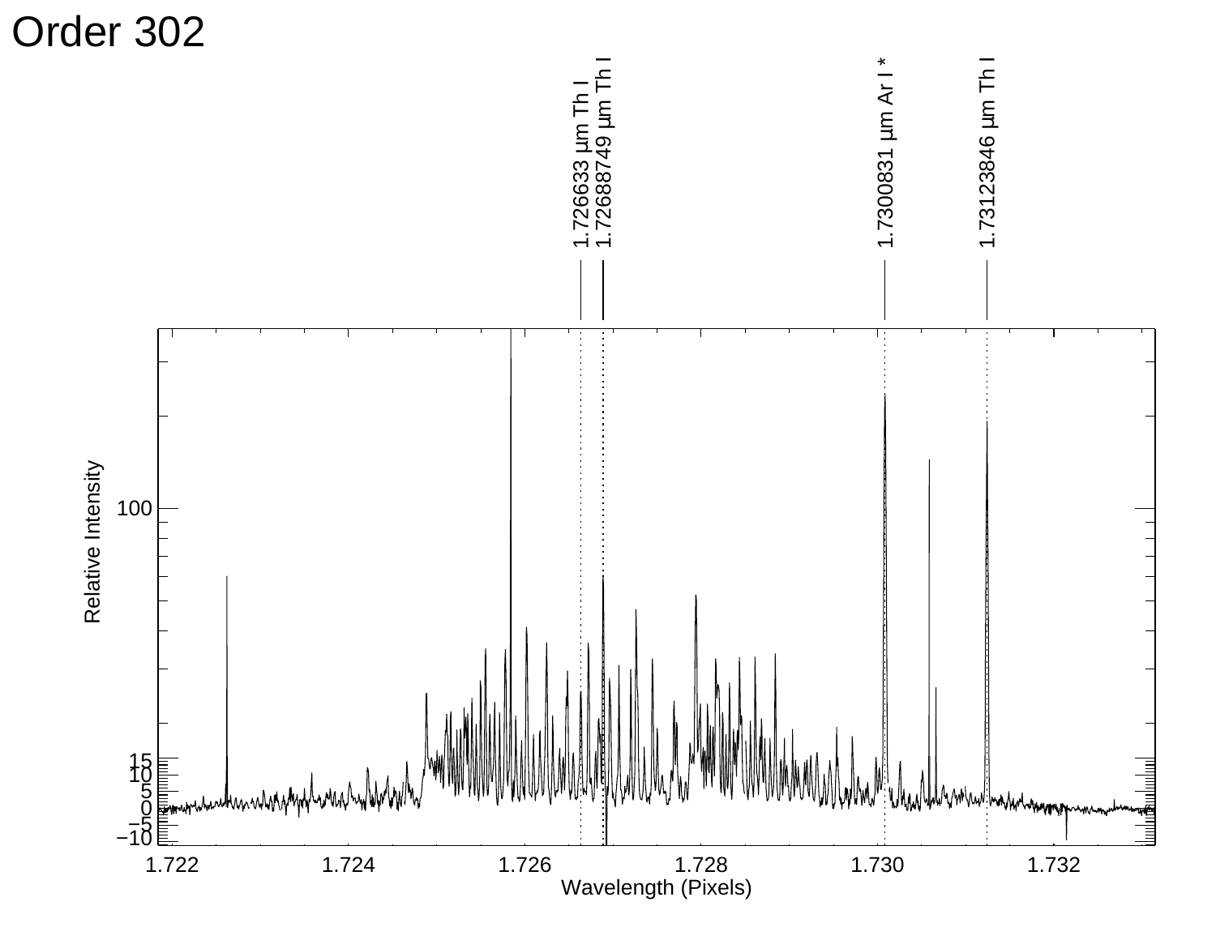# Order 302

1.726633 μm Th I
1.72688749 μm Th I
1.7300831 μm Ar I *
1.73123846 μm Th I

Relative Intensity

Wavelength (Pixels)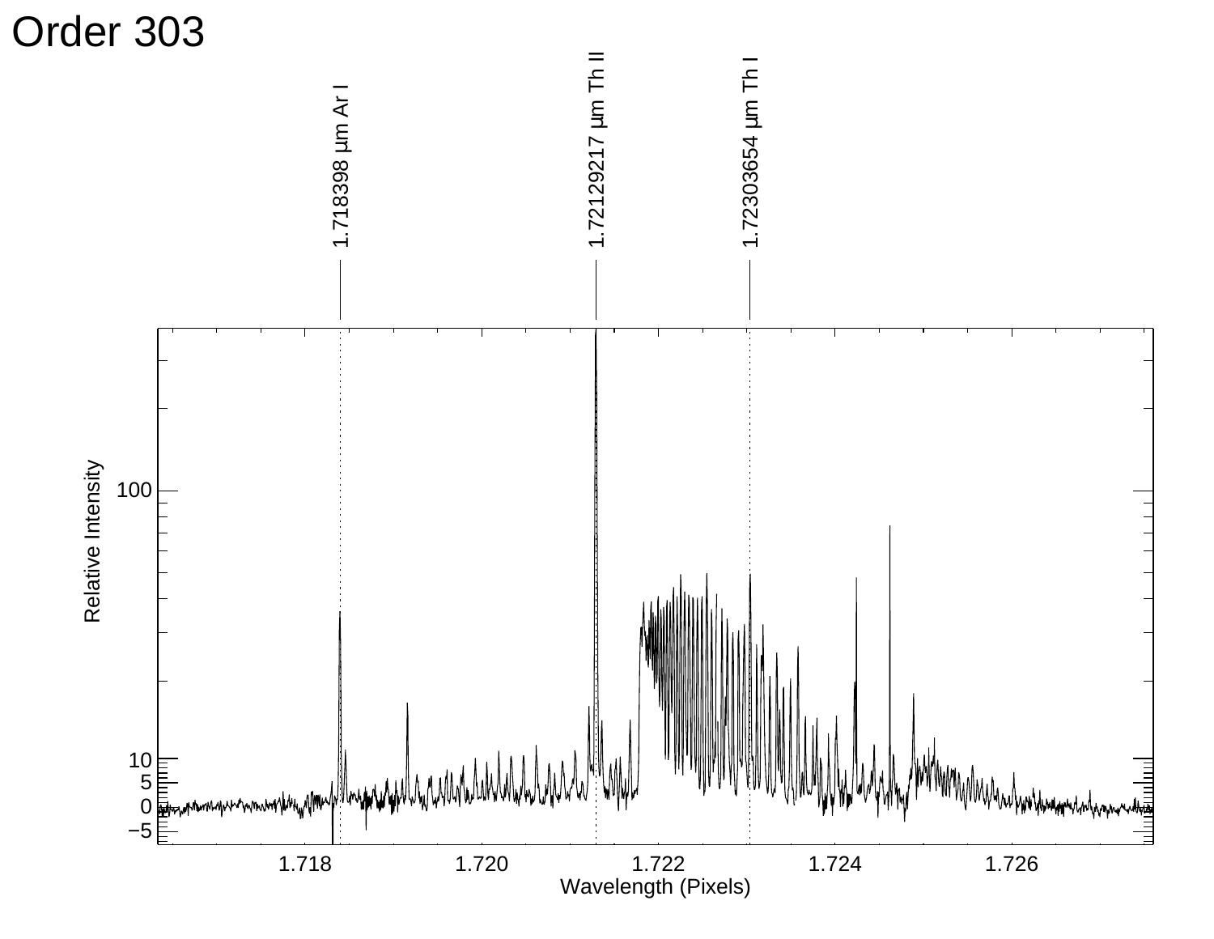# Order 303

1.718398 µm Ar I

1.72129217 µm Th II

1.72303654 µm Th I

Relative Intensity

Wavelength (Pixels)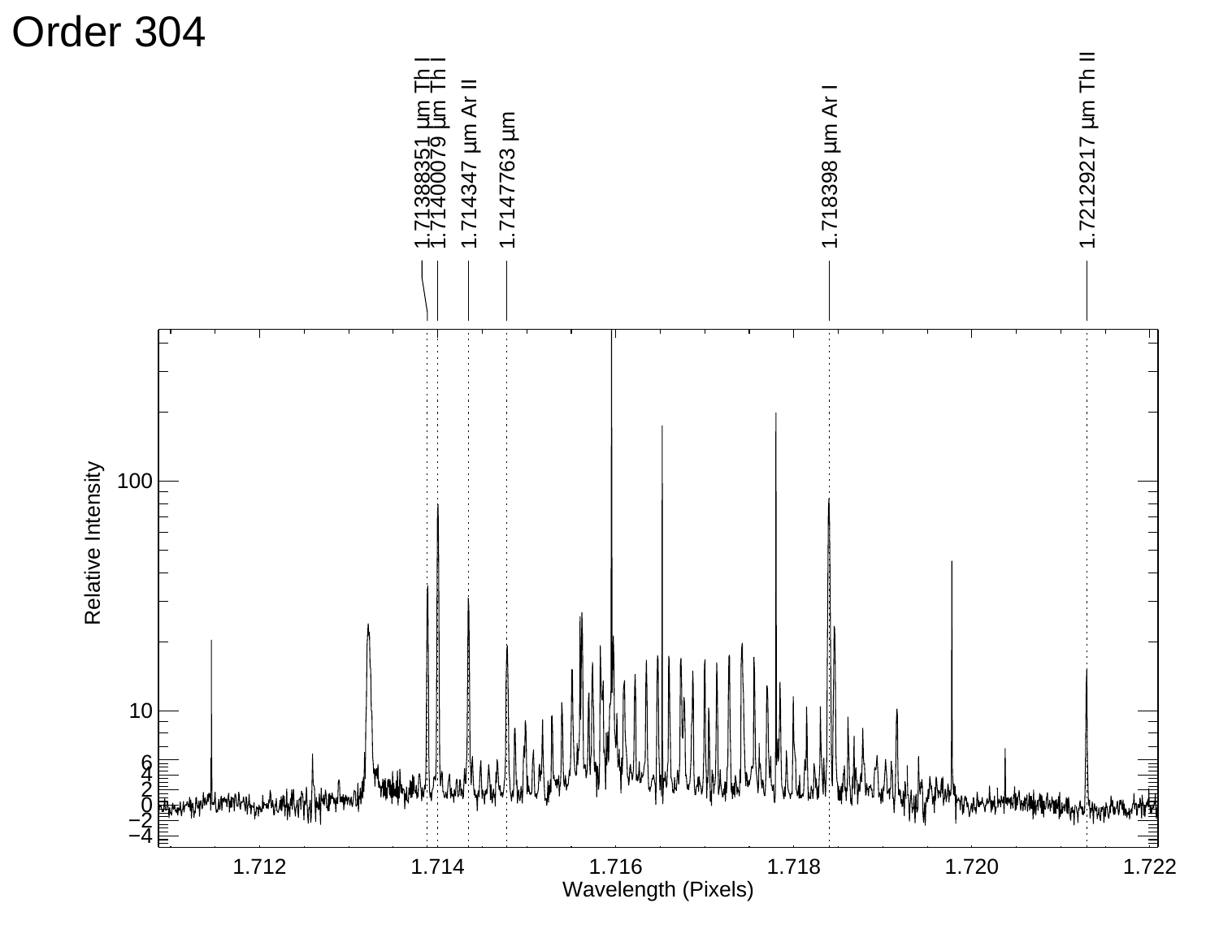# Order 304

1.71388351 μm Th I
1.71400079 μm Th I
1.714347 μm Ar II
1.7147763 μm
1.718398 μm Ar I
1.72129217 μm Th II

Relative Intensity

Wavelength (Pixels)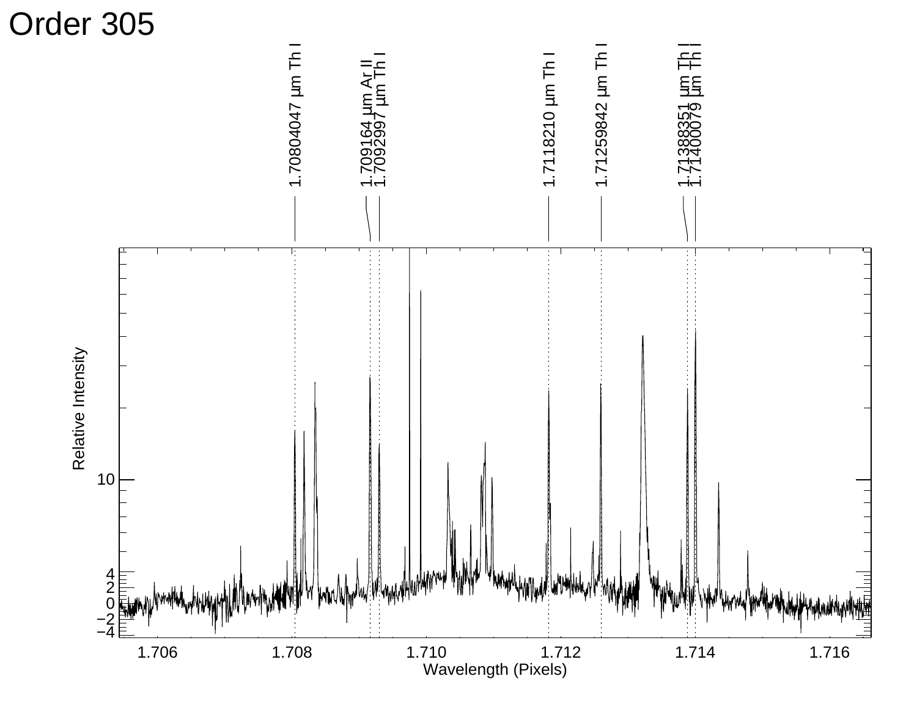# Order 305

1.70804047 μm Th I

1.709164 μm Ar II

1.7092997 μm Th I

1.7118210 μm Th I

1.71259842 μm Th I

1.71388351 μm Th I

1.71400079 μm Th I

Relative Intensity

Wavelength (Pixels)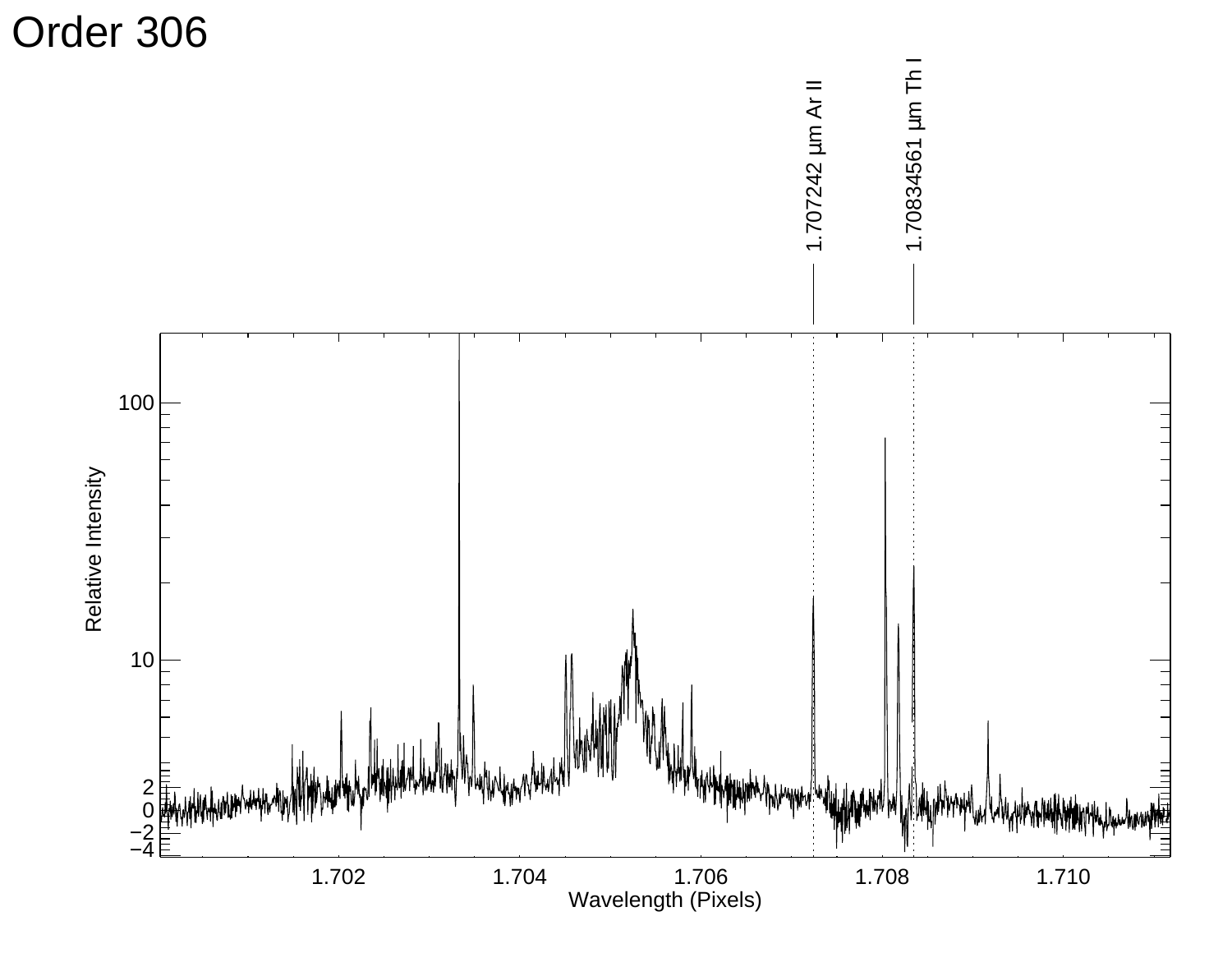# Order 306

1.707242 µm Ar II

1.70834561 µm Th I

Relative Intensity

Wavelength (Pixels)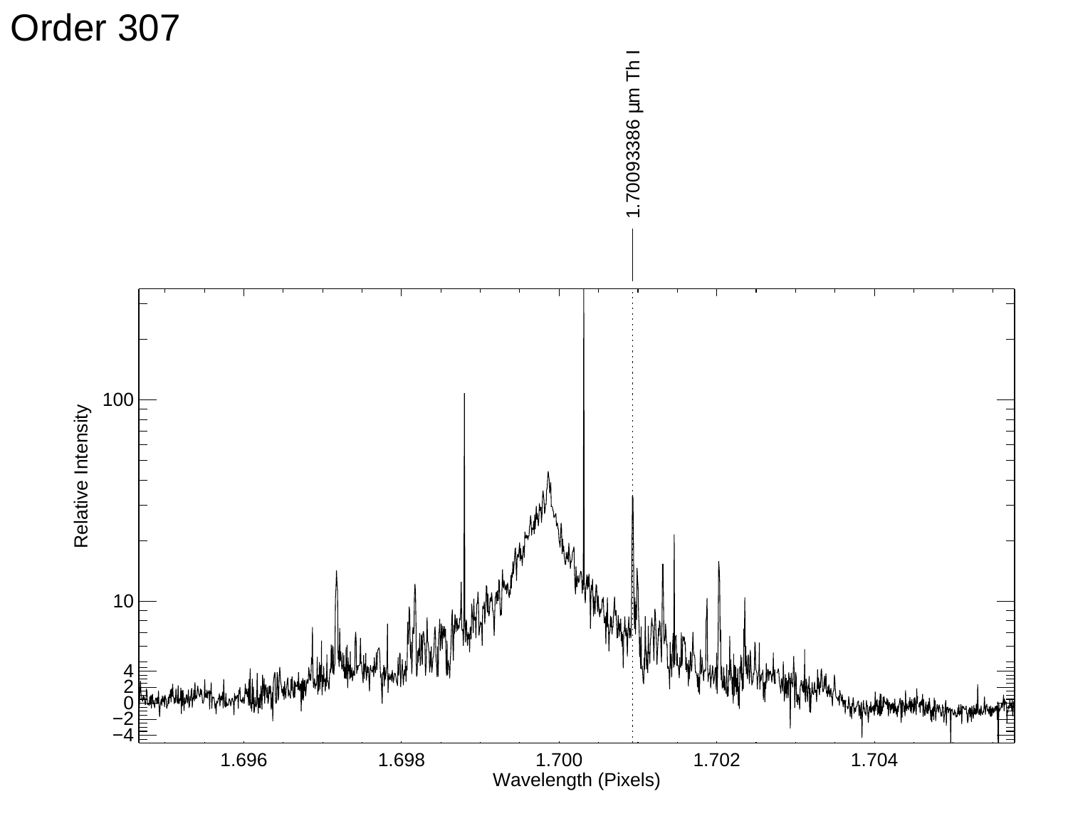# Order 307

1.70093386 μm Th I

Relative Intensity

Wavelength (Pixels)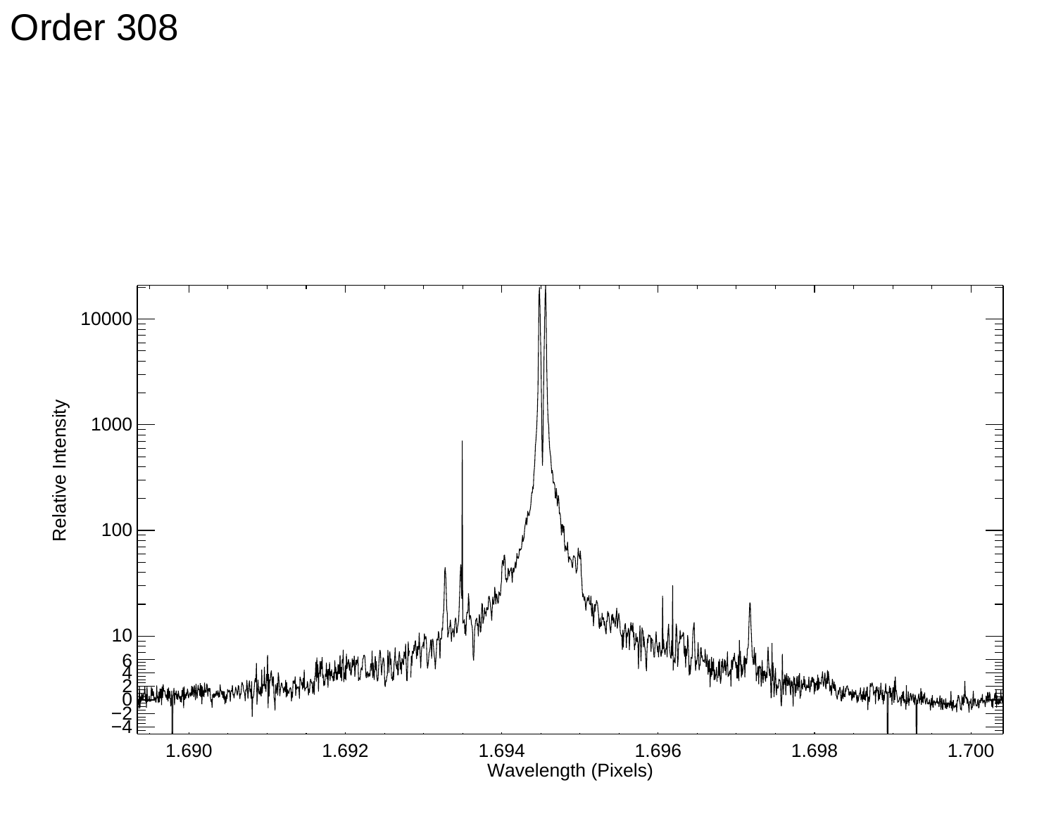# Order 308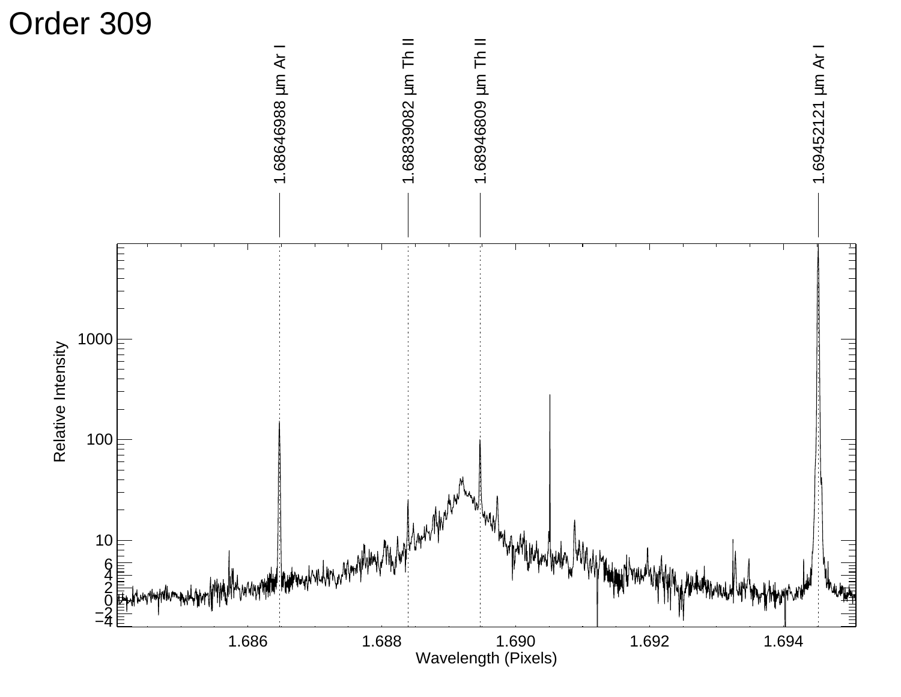# Order 309

1.68646988 μm Ar I

1.68839082 μm Th II

1.68946809 μm Th II

1.69452121 μm Ar I

Relative Intensity

Wavelength (Pixels)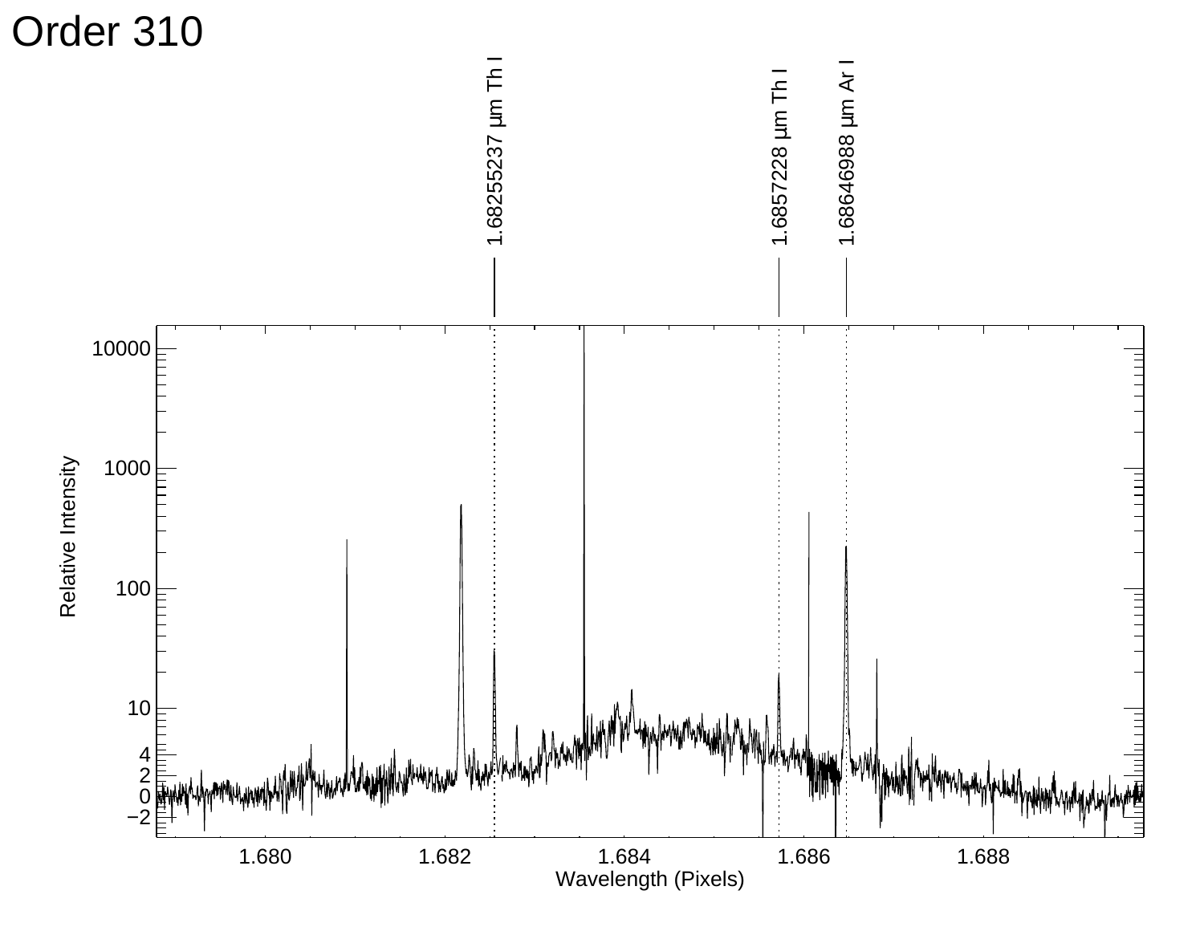# Order 310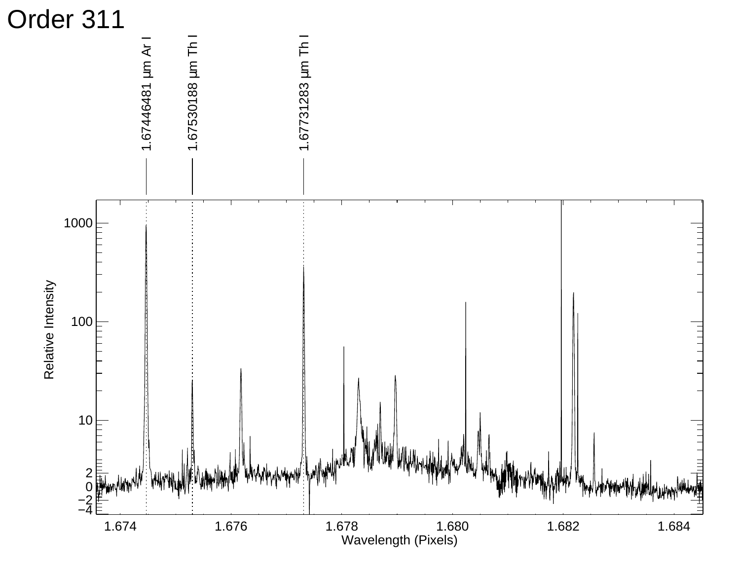# Order 311

1.67446481 μm Ar I

1.67530188 μm Th I

1.67731283 μm Th I

Relative Intensity

Wavelength (Pixels)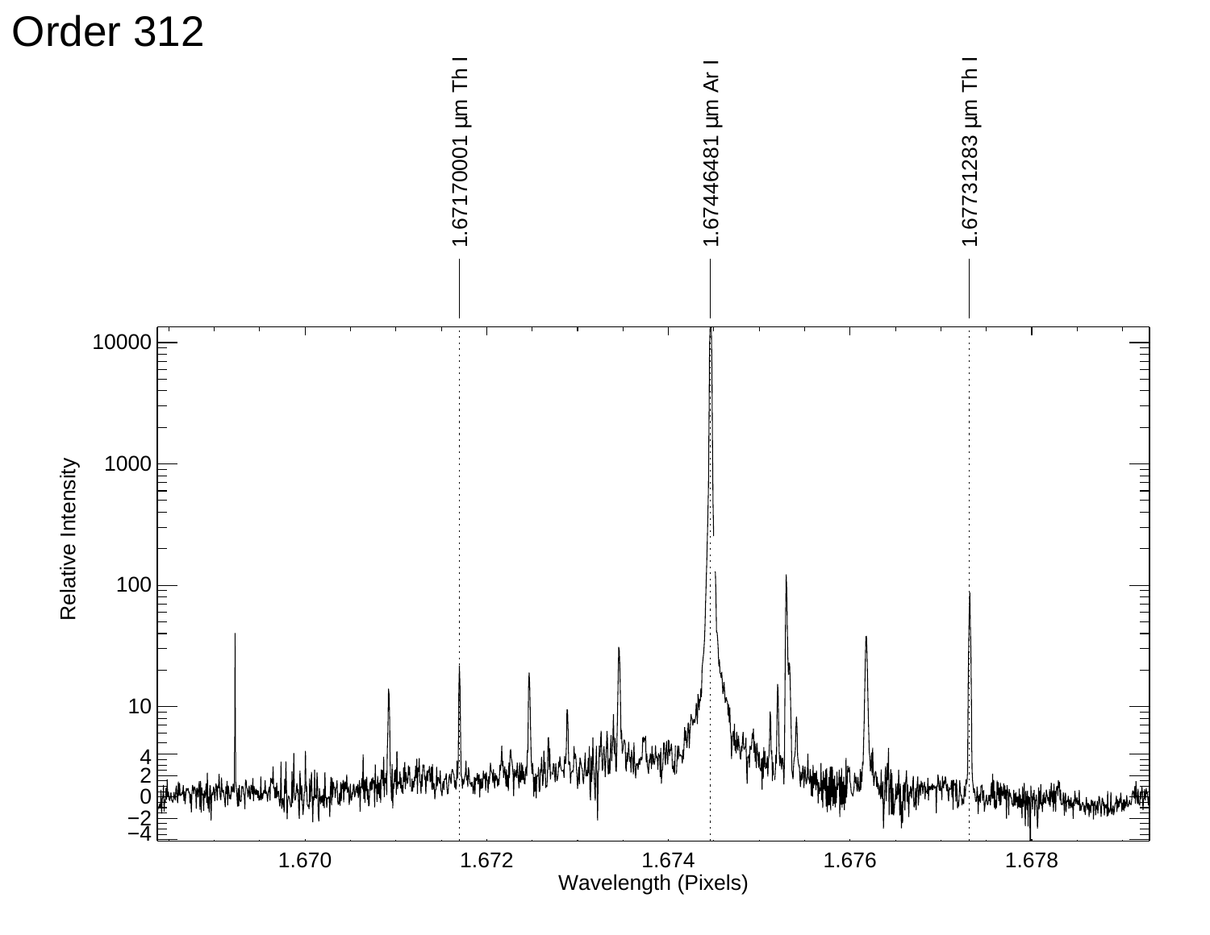# Order 312

1.67170001 µm Th I

1.67446481 µm Ar I

1.67731283 µm Th I

Relative Intensity

Wavelength (Pixels)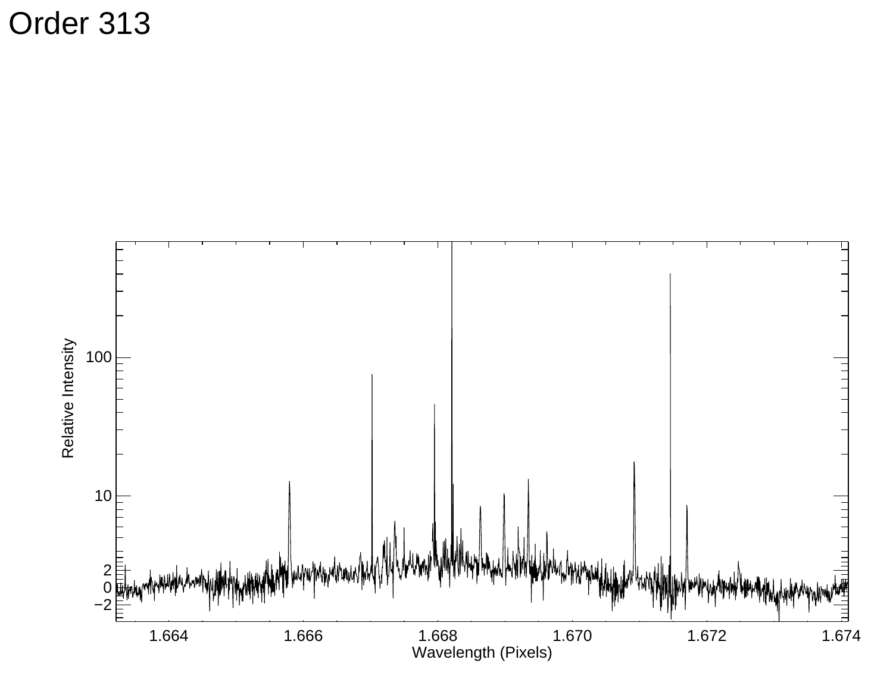# Order 313

Relative Intensity

100

10

2
0
−2

1.664 1.666 1.668 1.670 1.672 1.674

Wavelength (Pixels)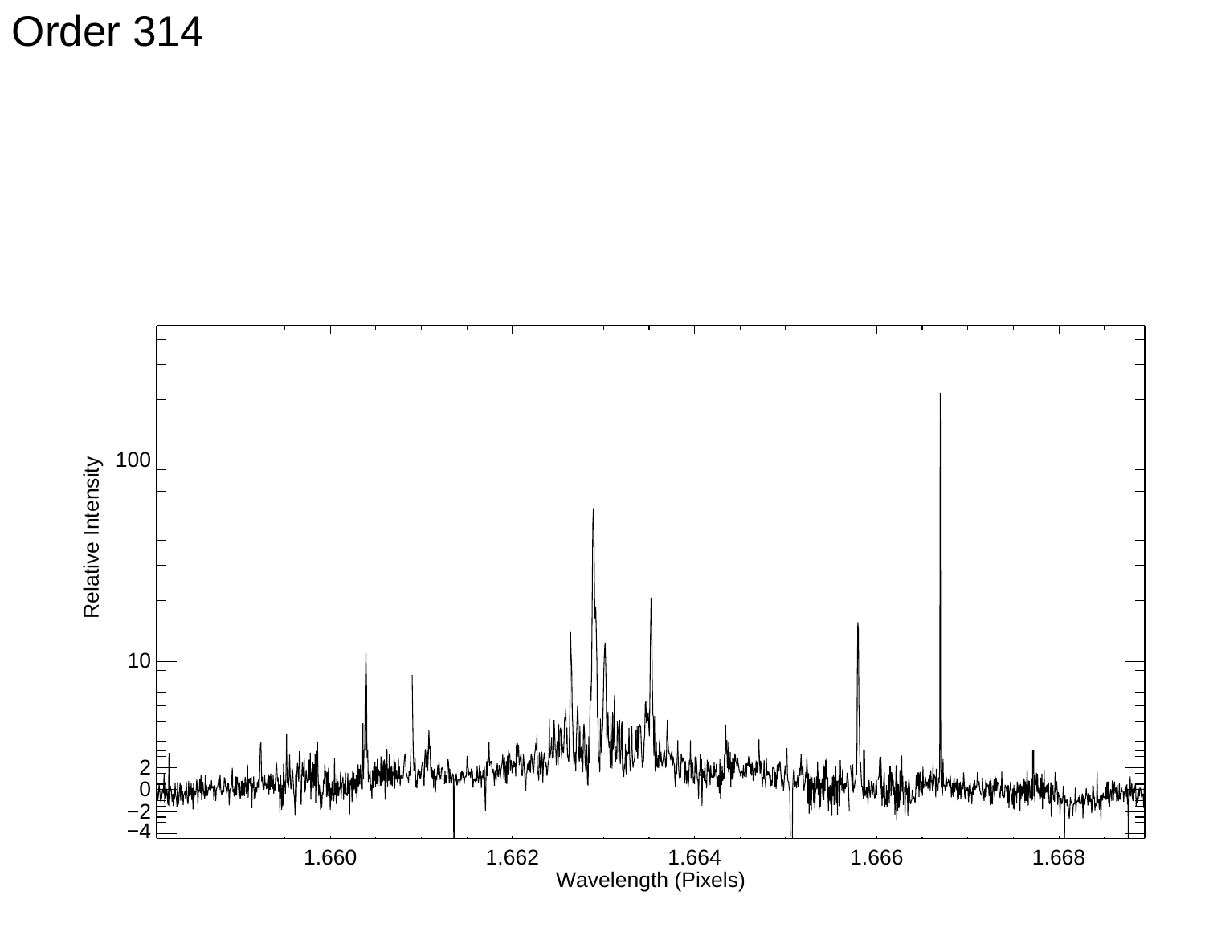Order 314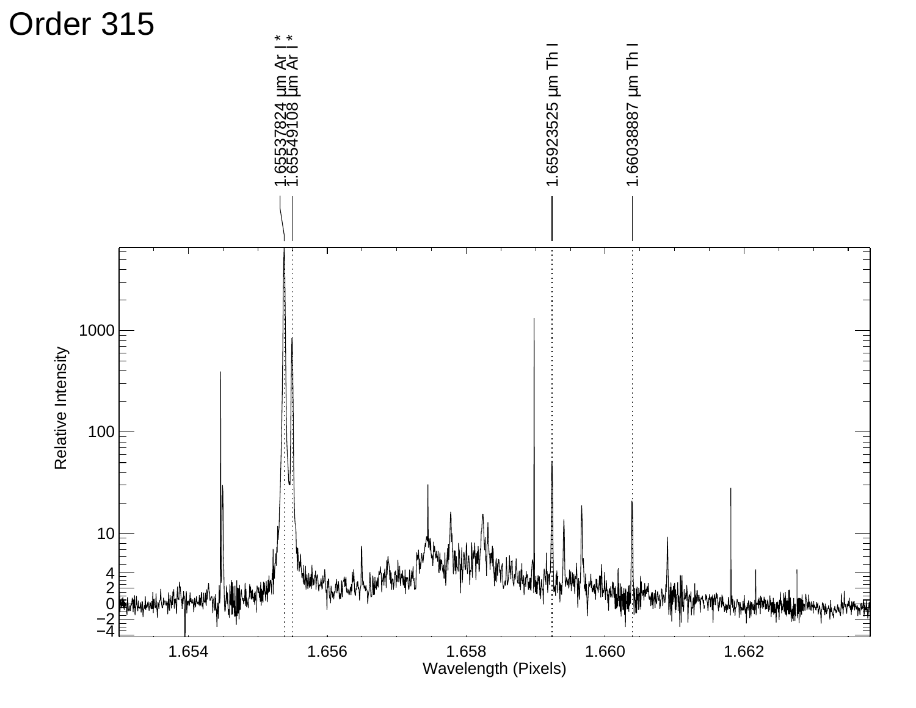# Order 315

1.65537824 μm Ar I *
1.65549108 μm Ar I *
1.65923525 μm Th I
1.66038887 μm Th I

Relative Intensity

Wavelength (Pixels)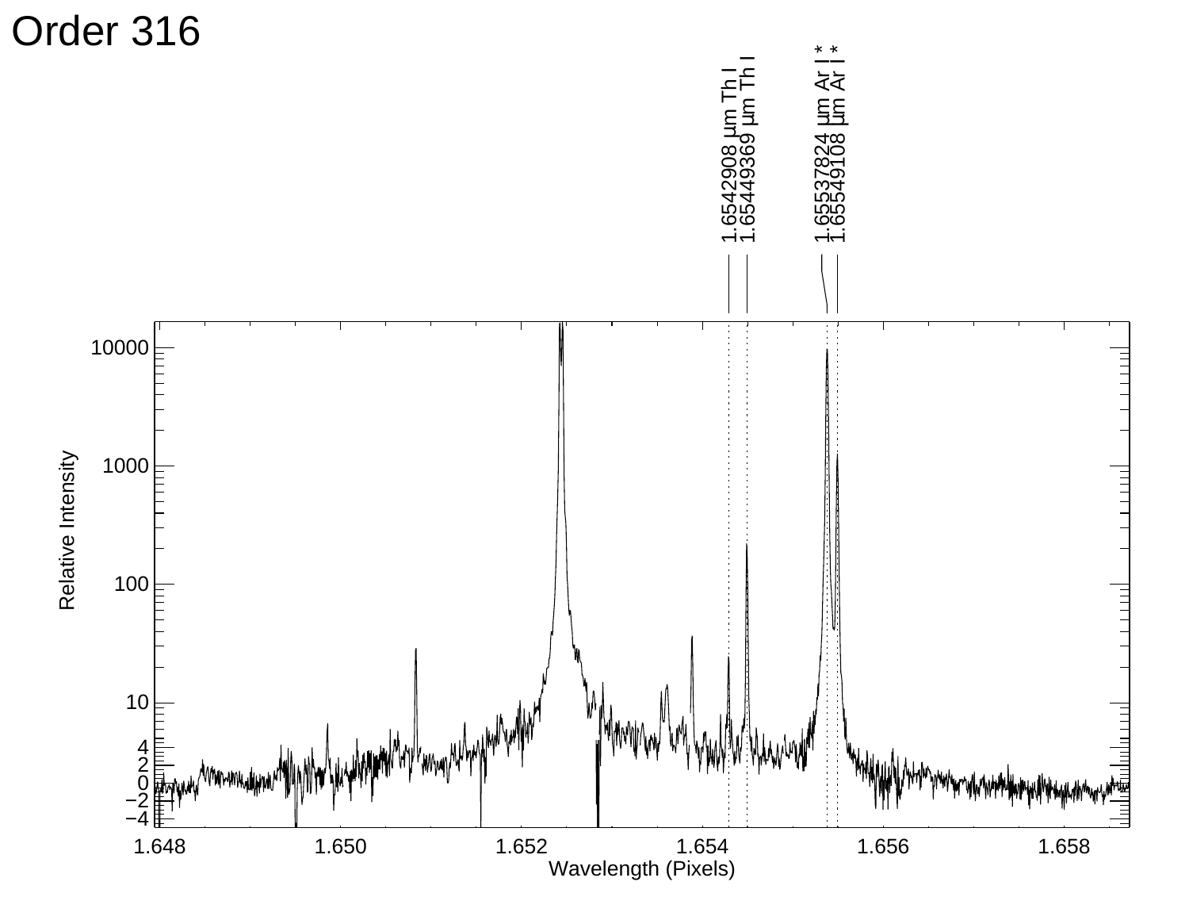# Order 316

1.6542908 μm Th I
1.65449369 μm Th I
1.65537824 μm Ar I *
1.65549108 μm Ar I *

Relative Intensity

Wavelength (Pixels)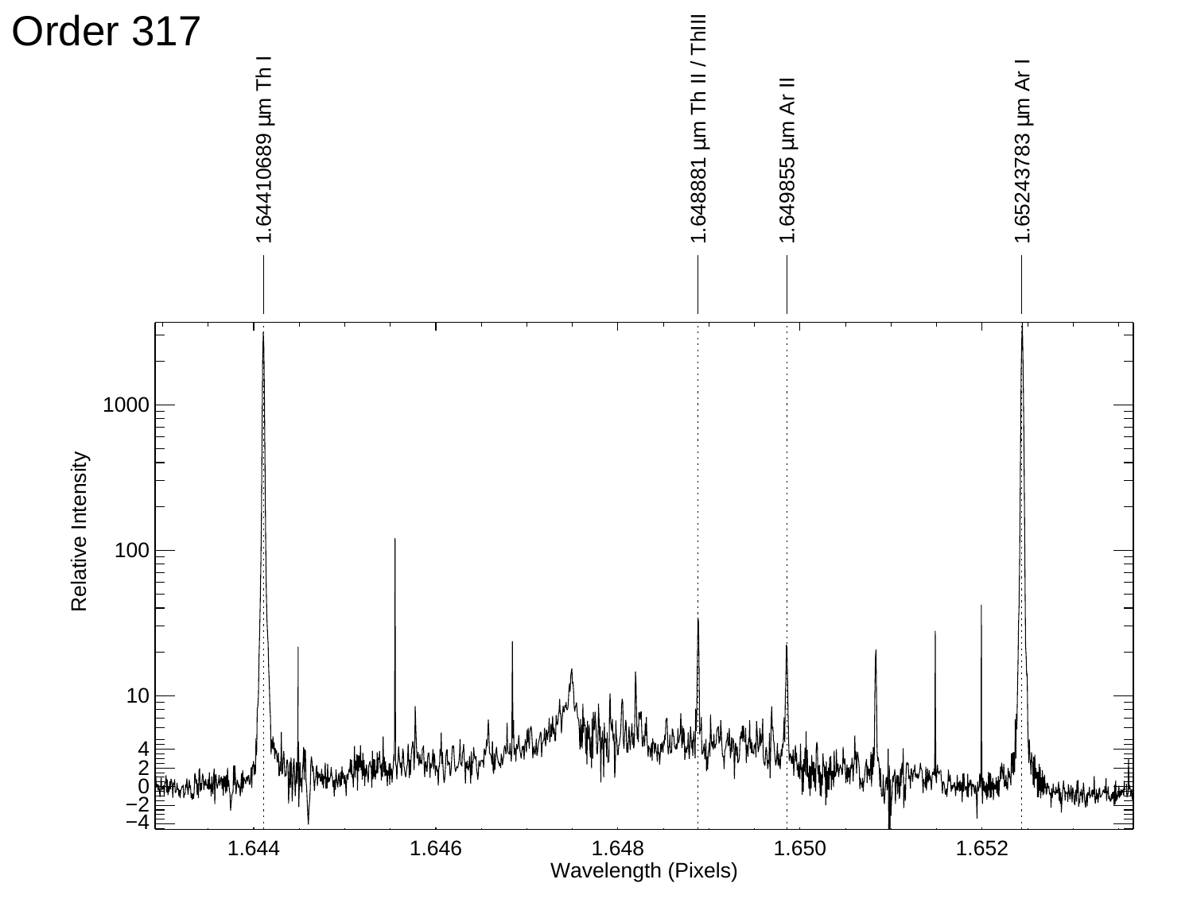# Order 317

1.64410689 µm Th I

1.648881 µm Th II / ThIII

1.649855 µm Ar II

1.65243783 µm Ar I

Relative Intensity

Wavelength (Pixels)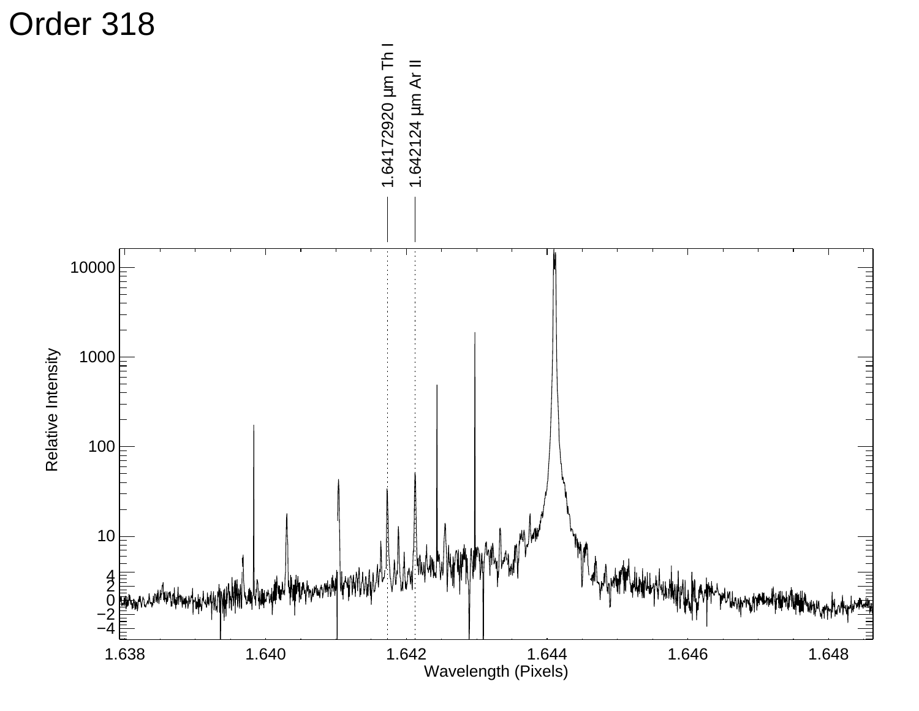# Order 318

1.64172920 µm Th I

1.642124 µm Ar II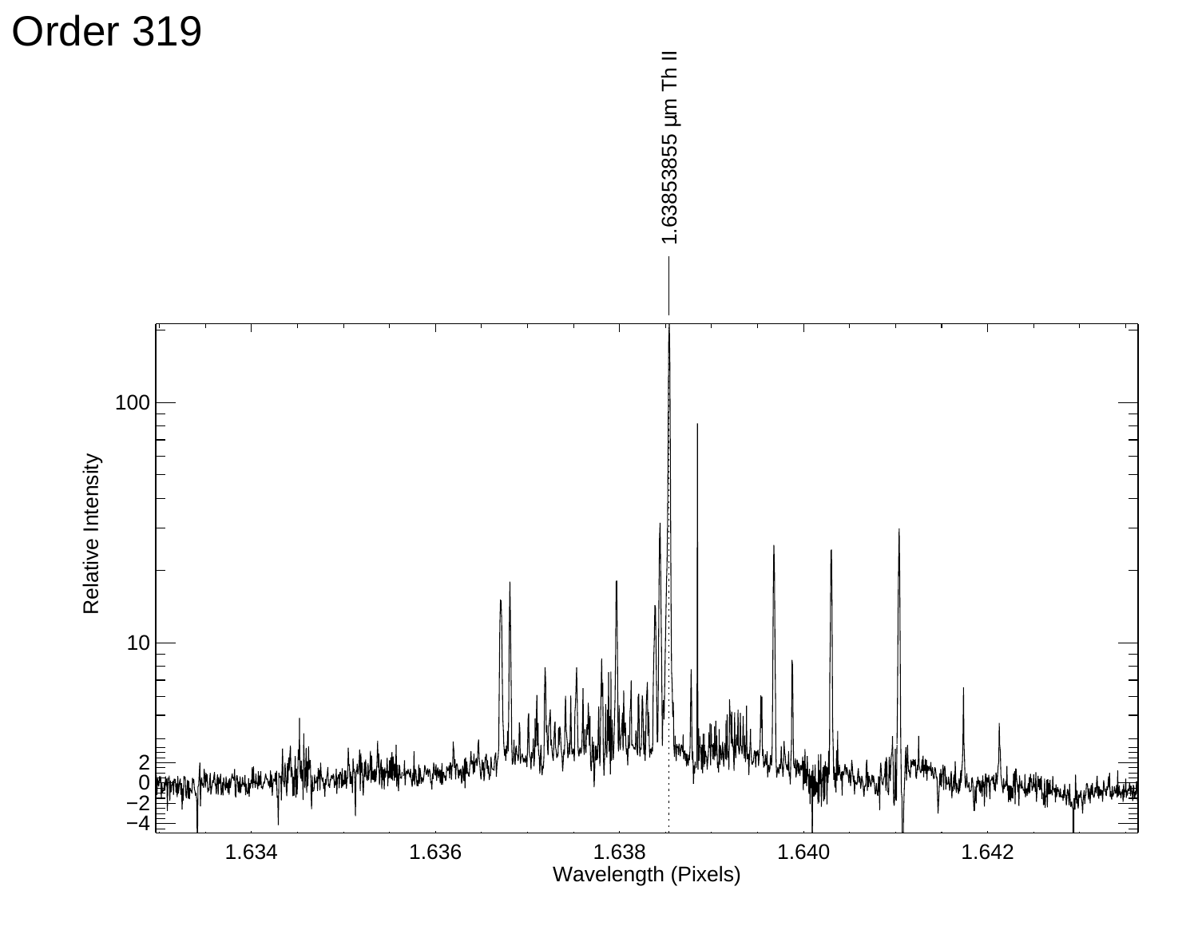# Order 319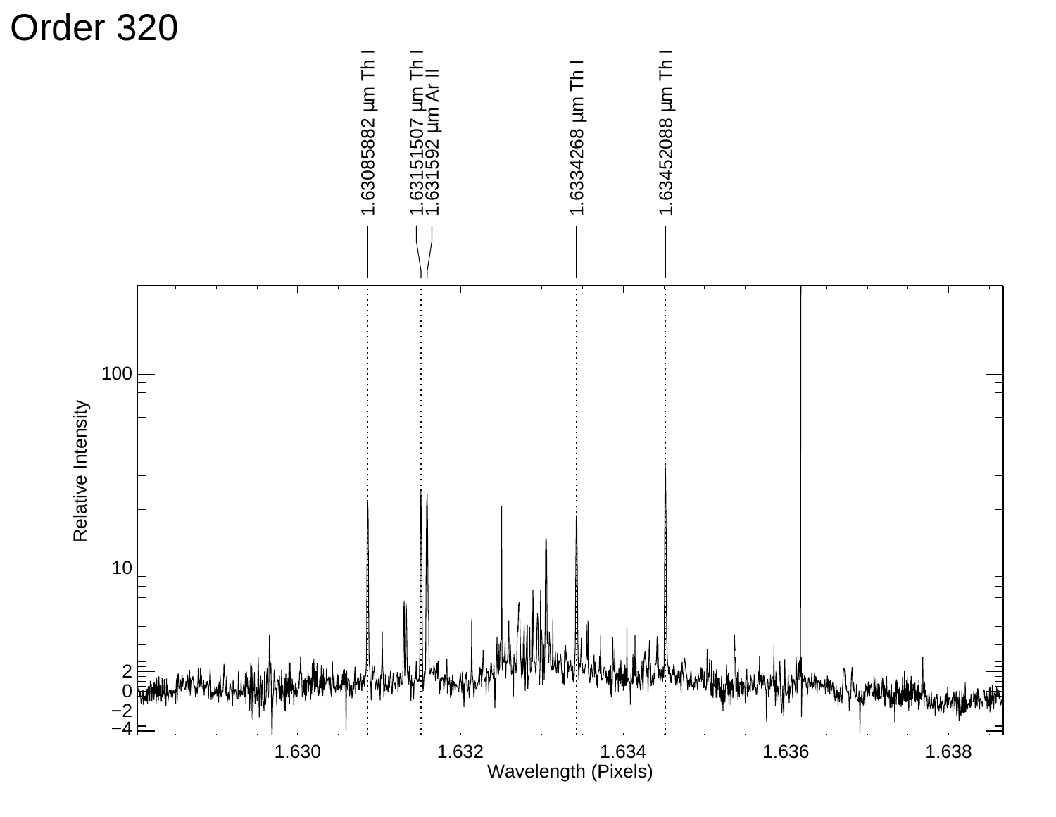# Order 320

1.63085882 µm Th I

1.63151507 µm Th I

1.631592 µm Ar II

1.6334268 µm Th I

1.63452088 µm Th I

Relative Intensity

Wavelength (Pixels)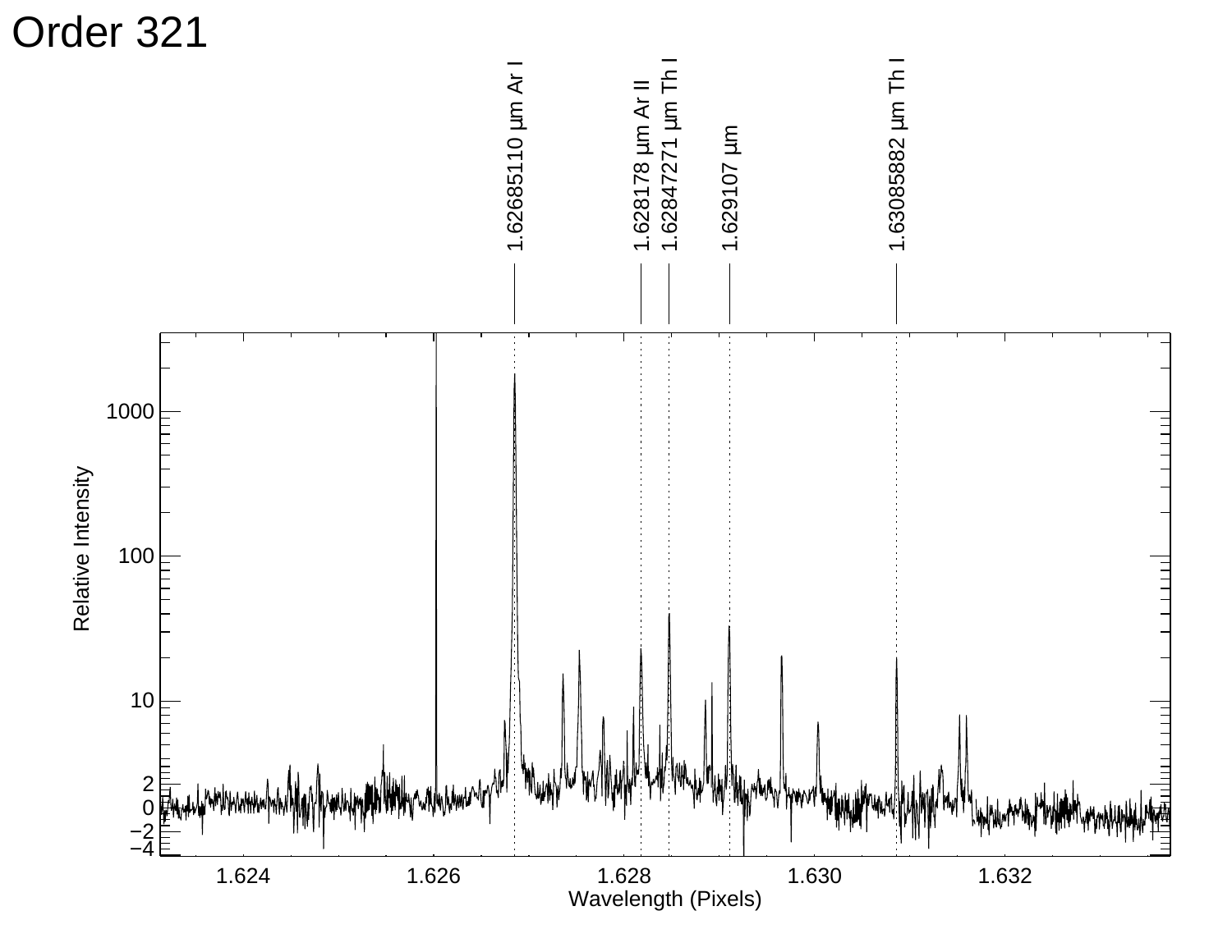# Order 321

1.62685110 µm Ar I

1.628178 µm Ar II

1.62847271 µm Th I

1.629107 µm

1.63085882 µm Th I

Relative Intensity

Wavelength (Pixels)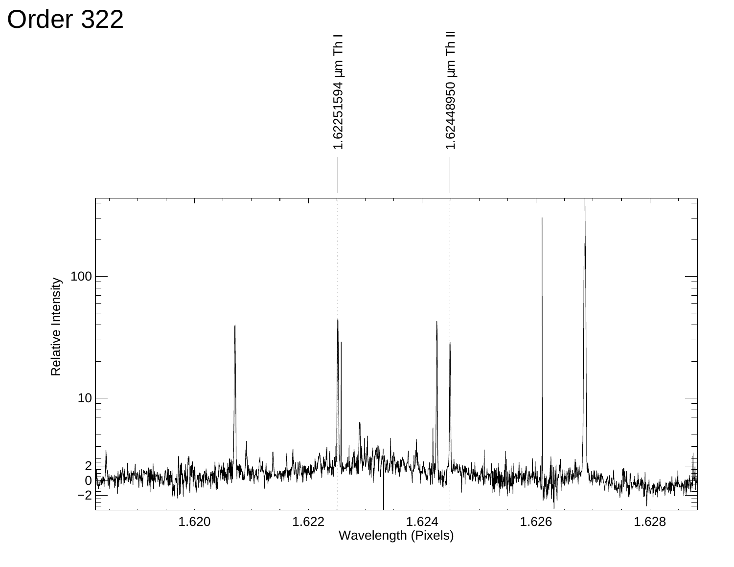# Order 322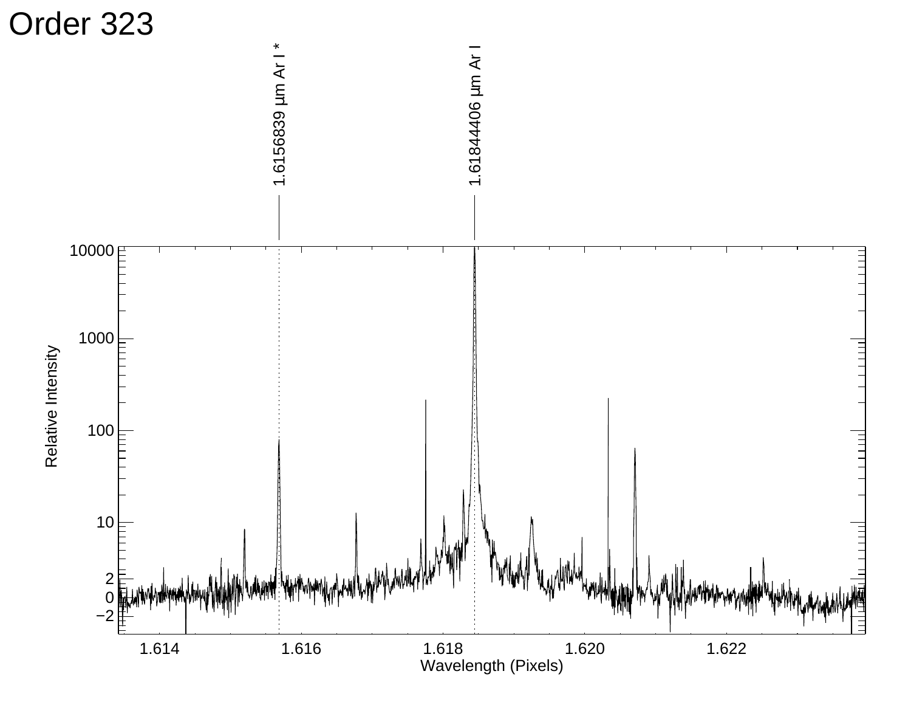# Order 323

1.6156839 µm Ar I *

1.61844406 µm Ar I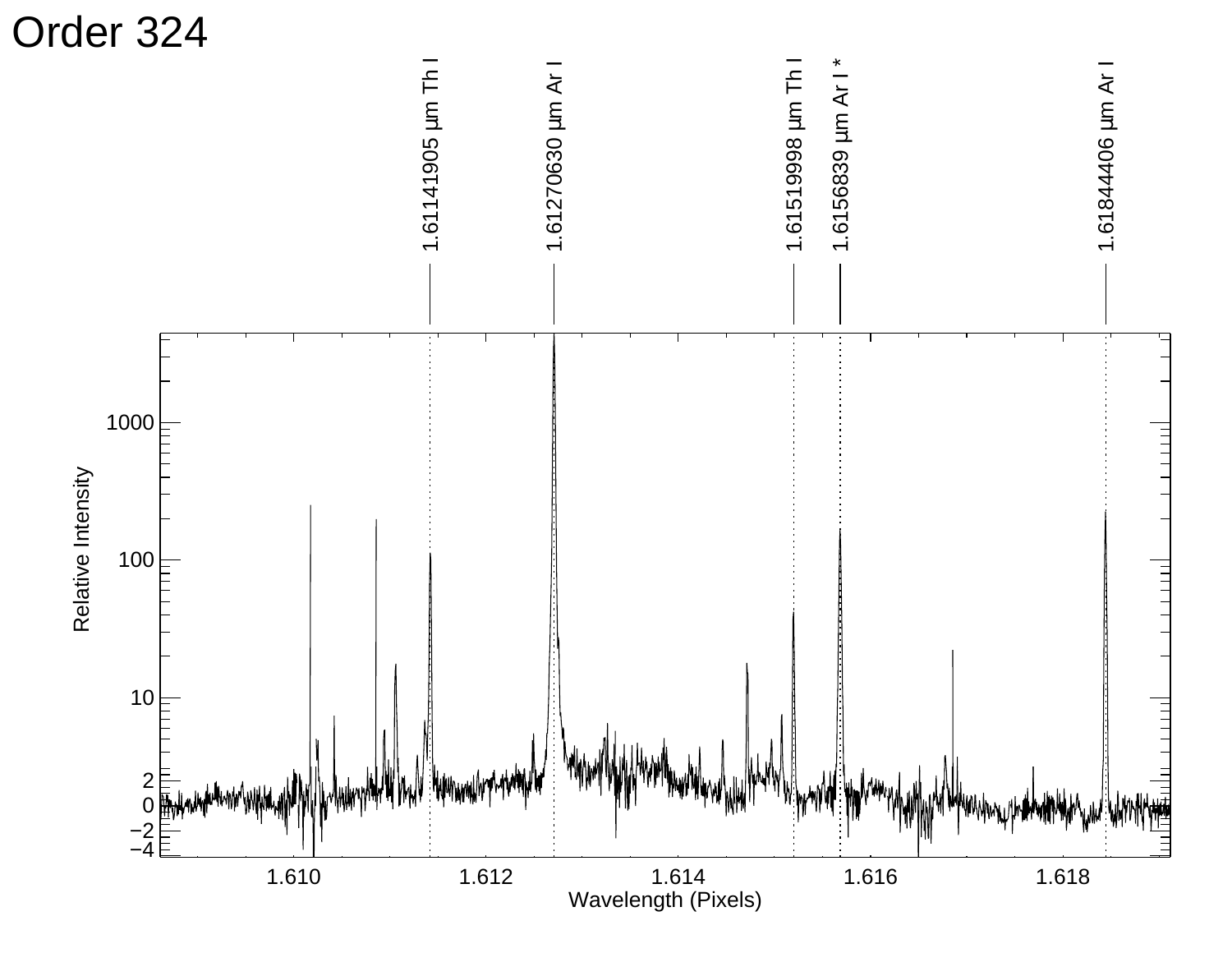# Order 324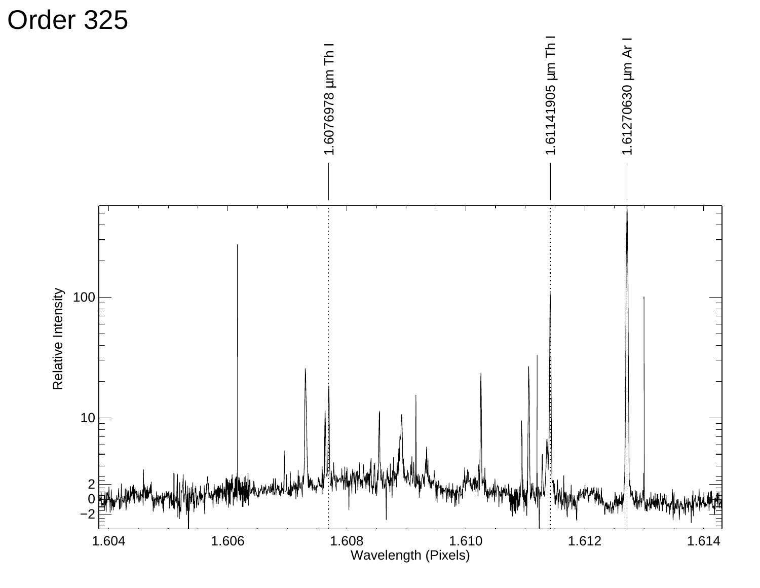# Order 325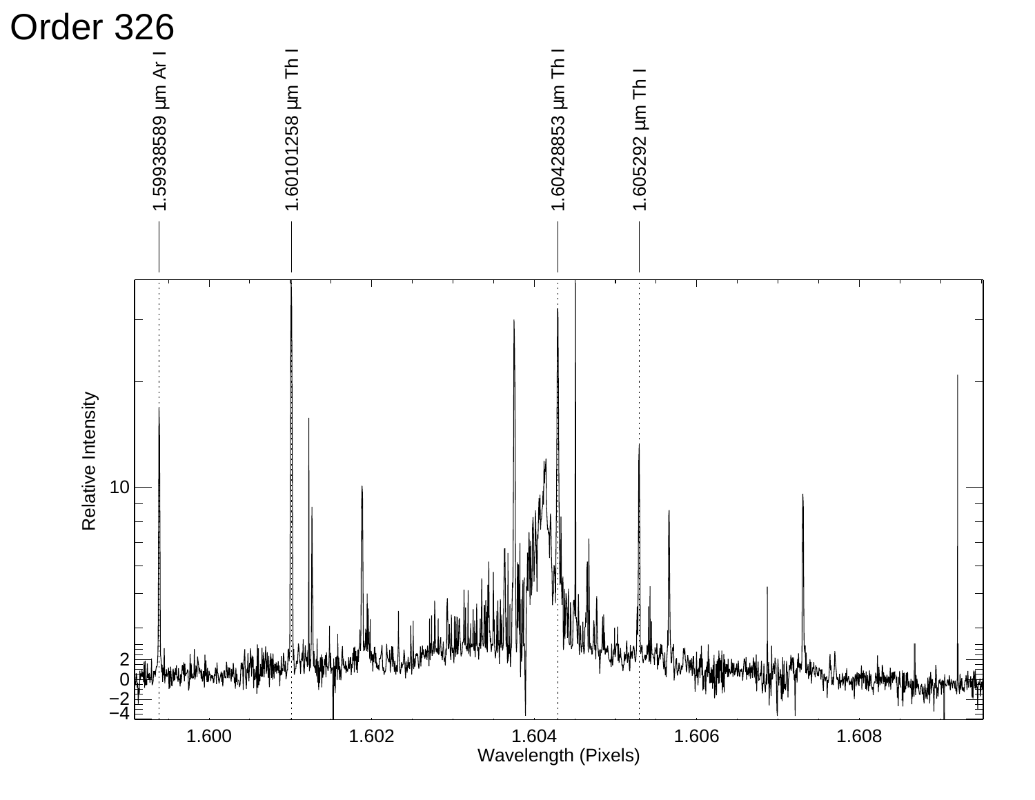# Order 326

1.59938589 μm Ar I

1.60101258 μm Th I

1.60428853 μm Th I

1.605292 μm Th I

Relative Intensity

Wavelength (Pixels)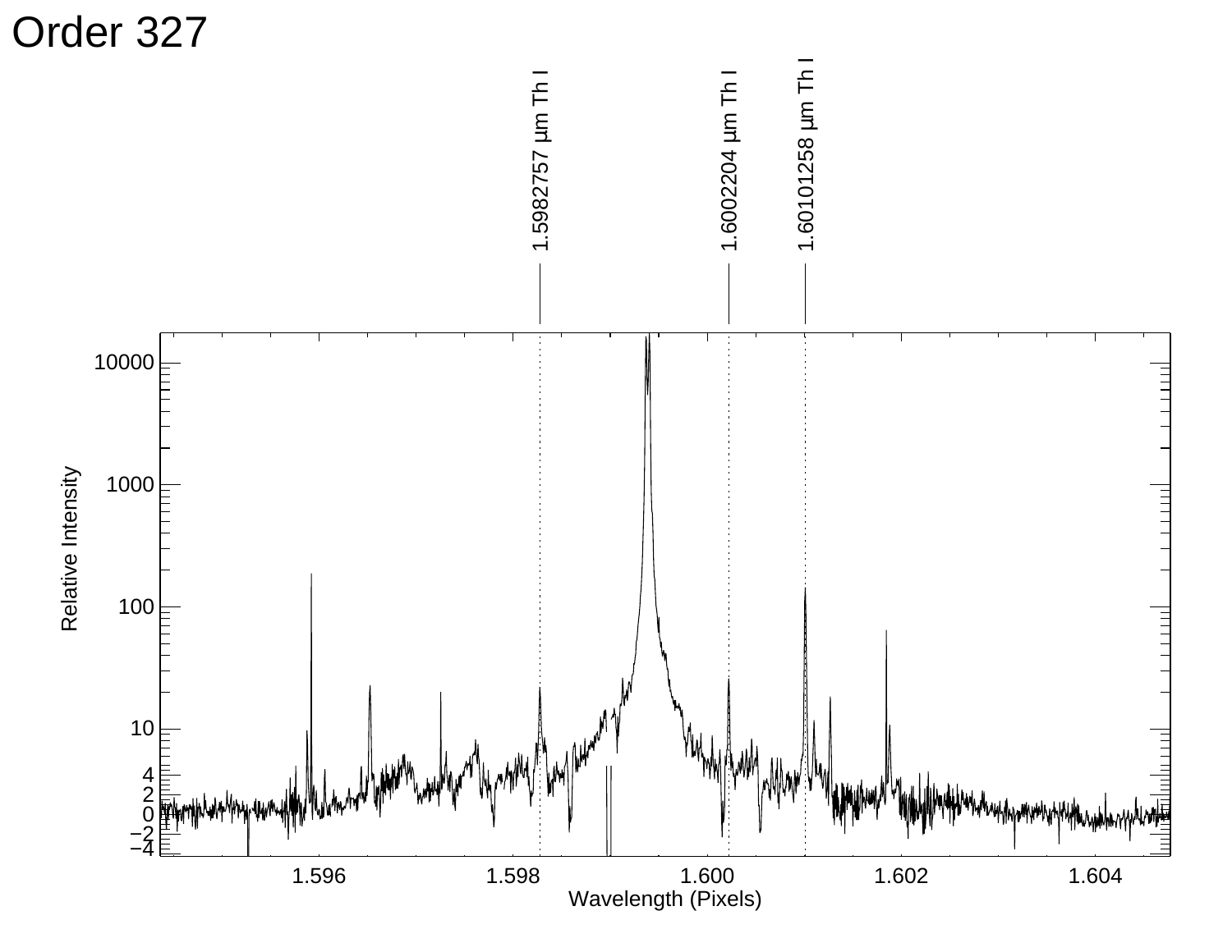# Order 327

1.5982757 µm Th I

1.6002204 µm Th I

1.60101258 µm Th I

Relative Intensity

Wavelength (Pixels)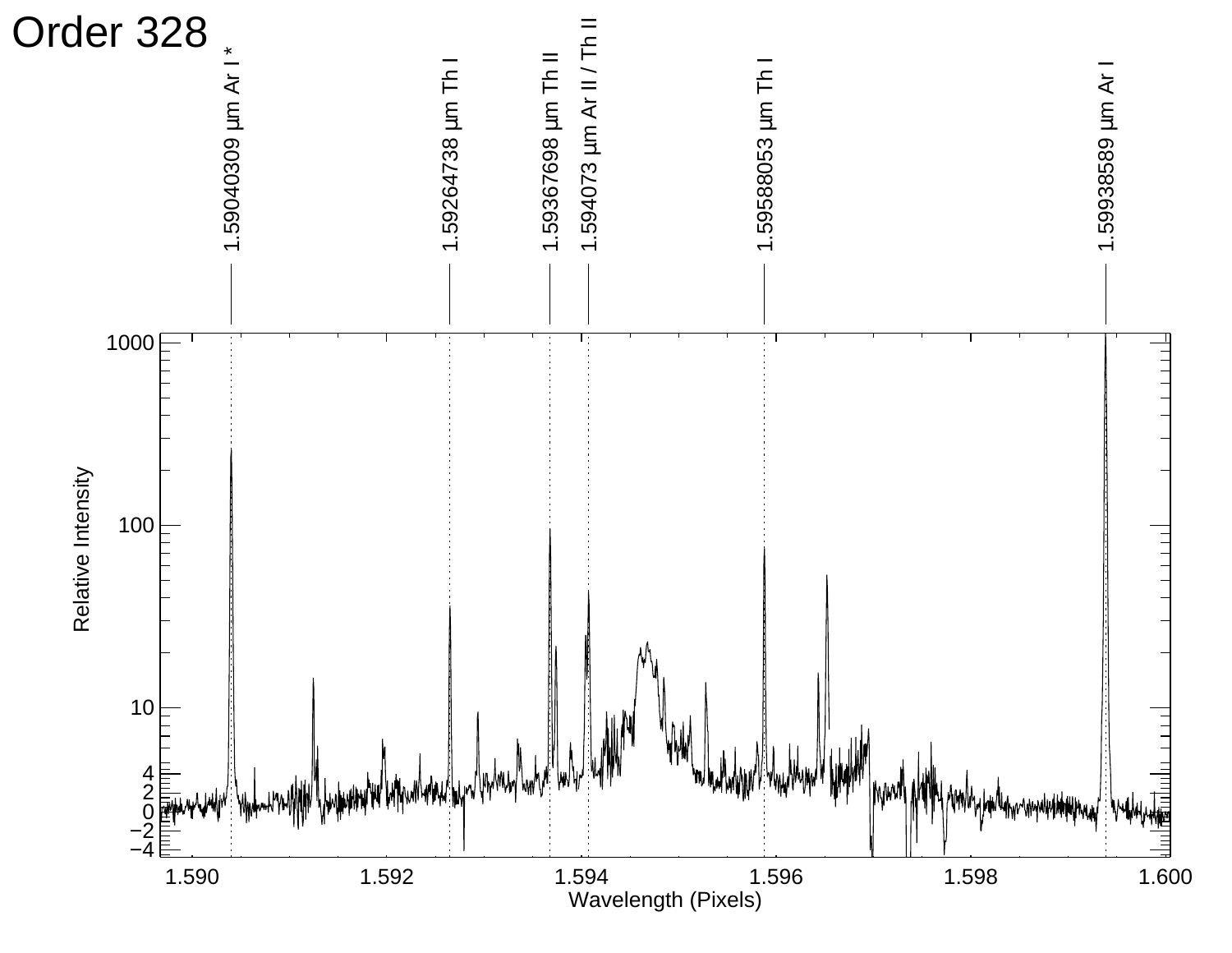# Order 328

1.59040309 µm Ar I *

1.59264738 µm Th I

1.59367698 µm Th II

1.594073 µm Ar II / Th II

1.59588053 µm Th I

1.59938589 µm Ar I

Relative Intensity

1000

100

10

4

2

0

−2

−4

1.590 1.592 1.594 1.596 1.598 1.600

Wavelength (Pixels)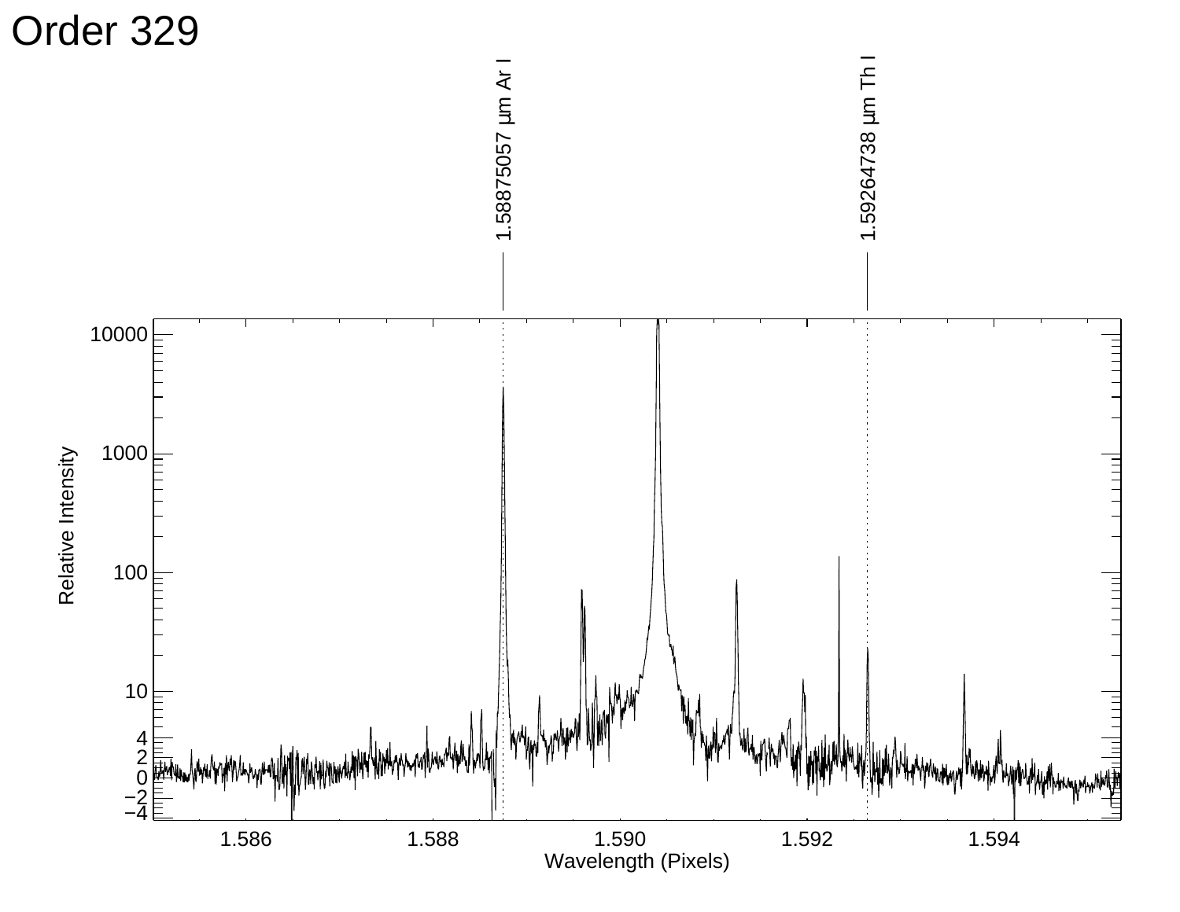# Order 329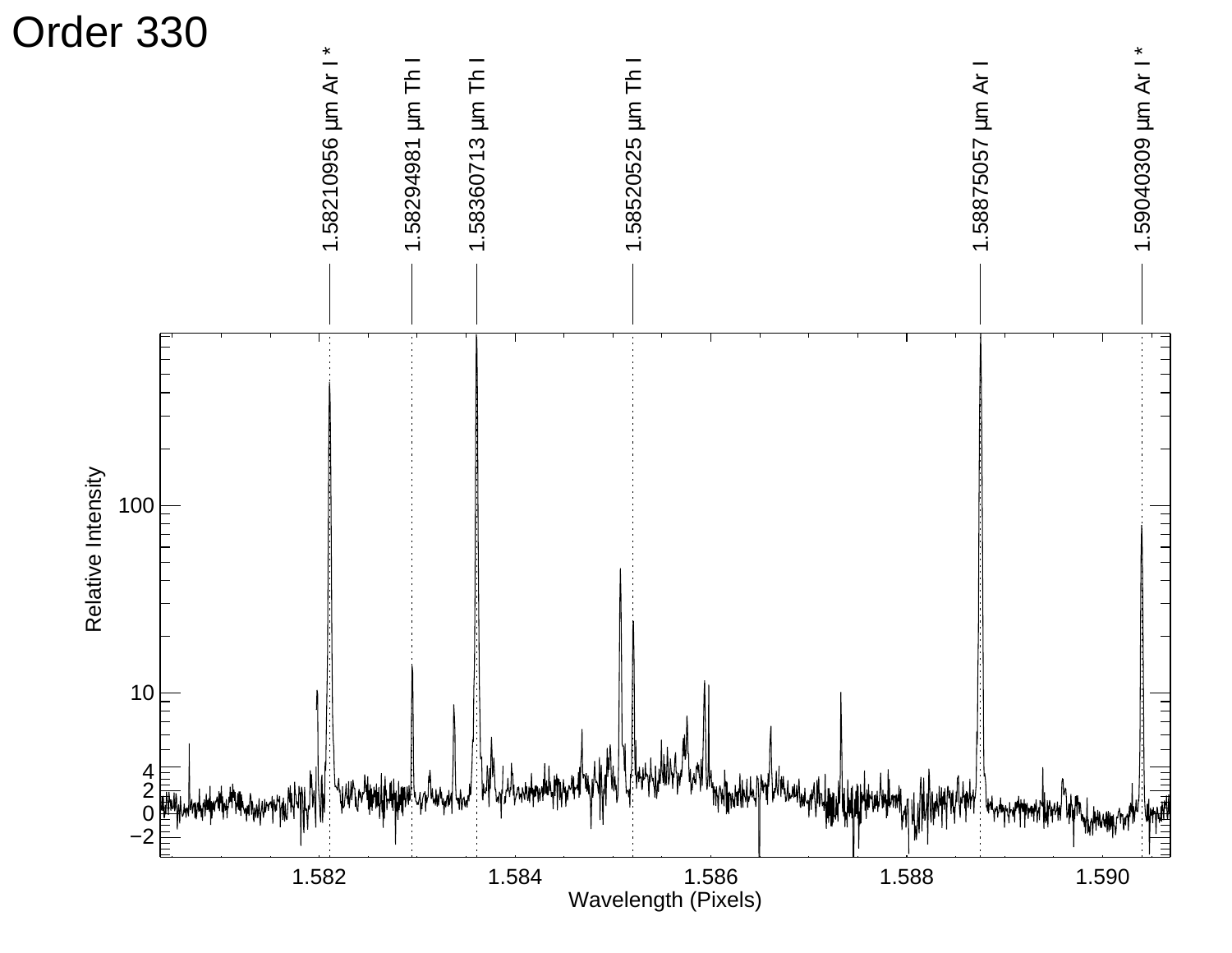# Order 330

1.58210956 μm Ar I *

1.58294981 μm Th I

1.58360713 μm Th I

1.58520525 μm Th I

1.58875057 μm Ar I

1.59040309 μm Ar I *

Relative Intensity

Wavelength (Pixels)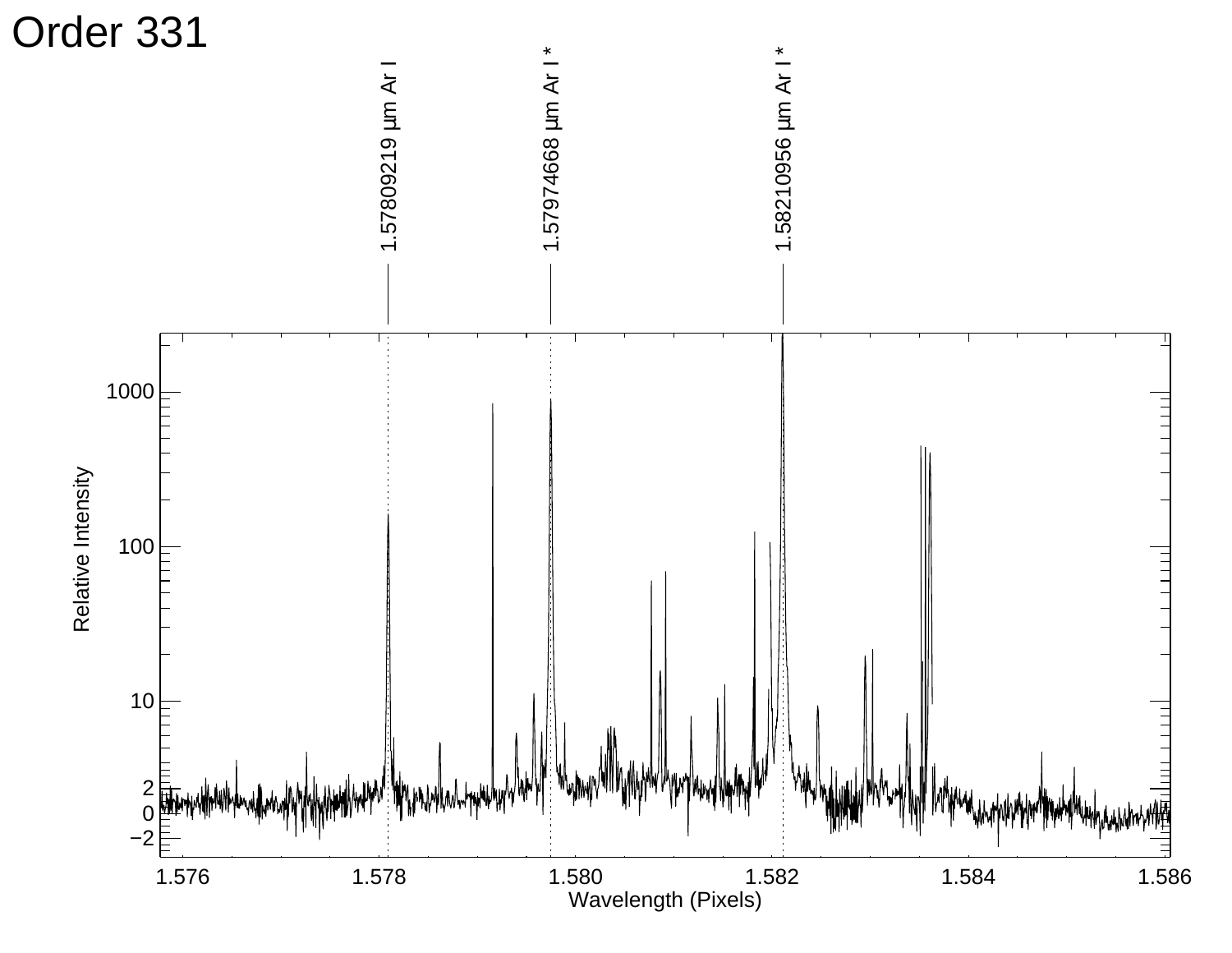# Order 331

1.57809219 μm Ar I

1.57974668 μm Ar I *

1.58210956 μm Ar I *

Relative Intensity

Wavelength (Pixels)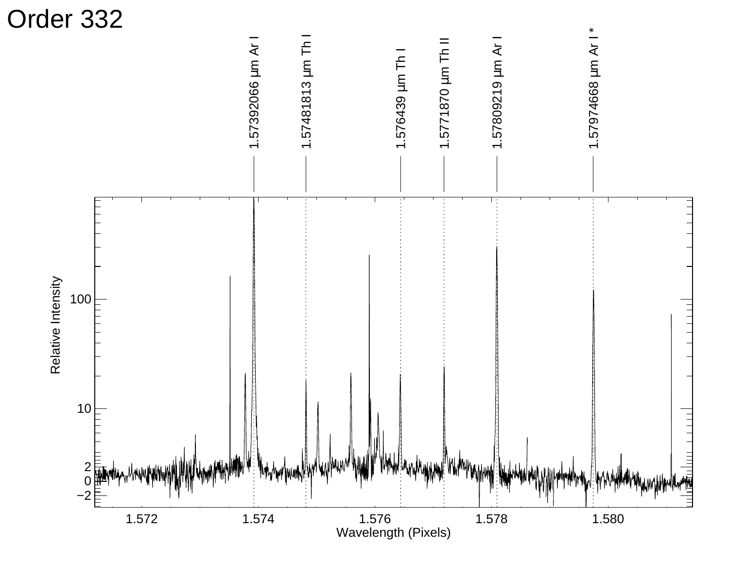# Order 332

| Wavelength | Species |
| --- | --- |
| 1.57392066 μm | Ar I |
| 1.57481813 μm | Th I |
| 1.576439 μm | Th I |
| 1.5771870 μm | Th II |
| 1.57809219 μm | Ar I |
| 1.57974668 μm | Ar I * |

Relative Intensity

Wavelength (Pixels)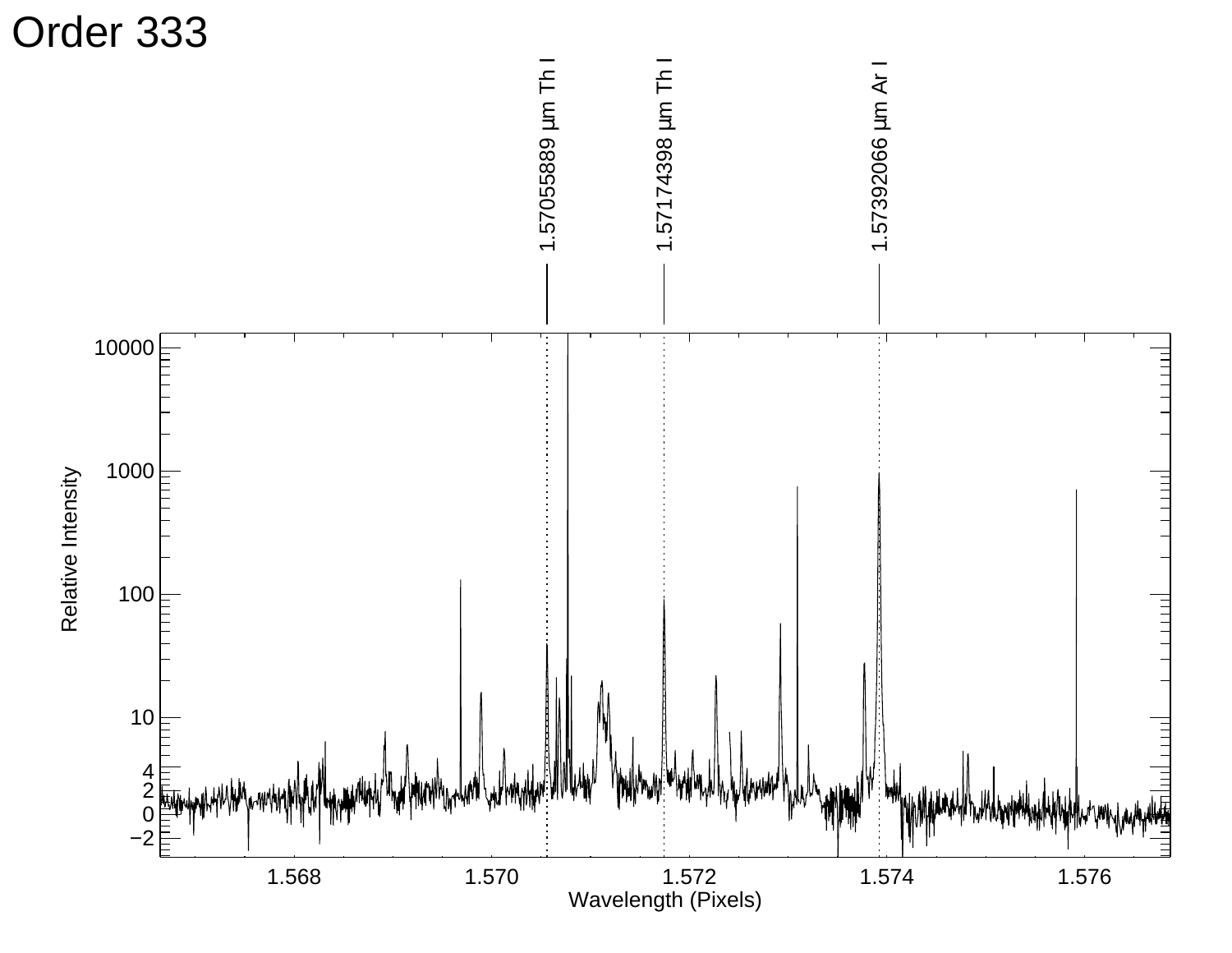# Order 333

1.57055889 µm Th I

1.57174398 µm Th I

1.57392066 µm Ar I

Relative Intensity

Wavelength (Pixels)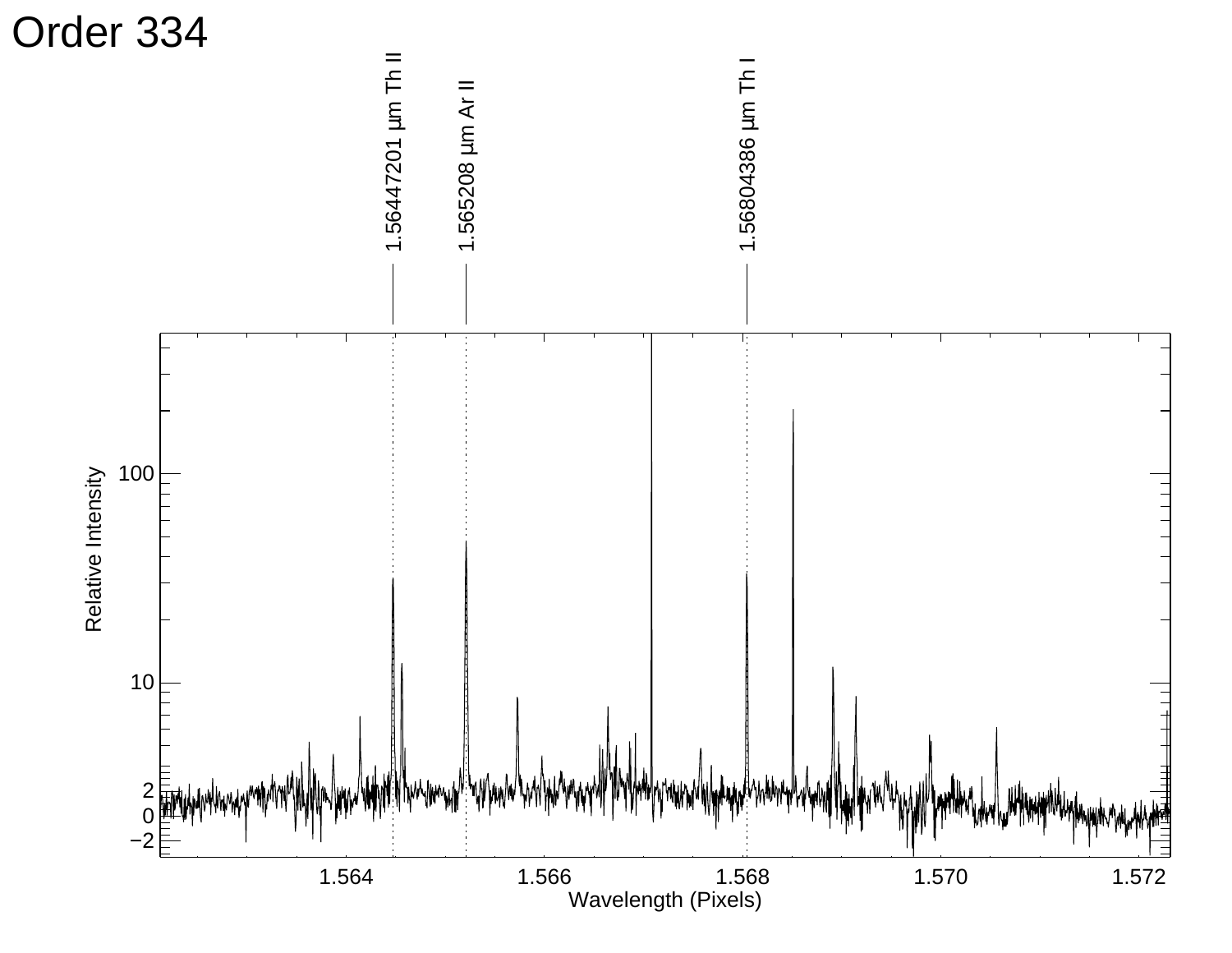# Order 334

1.56447201 μm Th II

1.565208 μm Ar II

1.56804386 μm Th I

Relative Intensity

Wavelength (Pixels)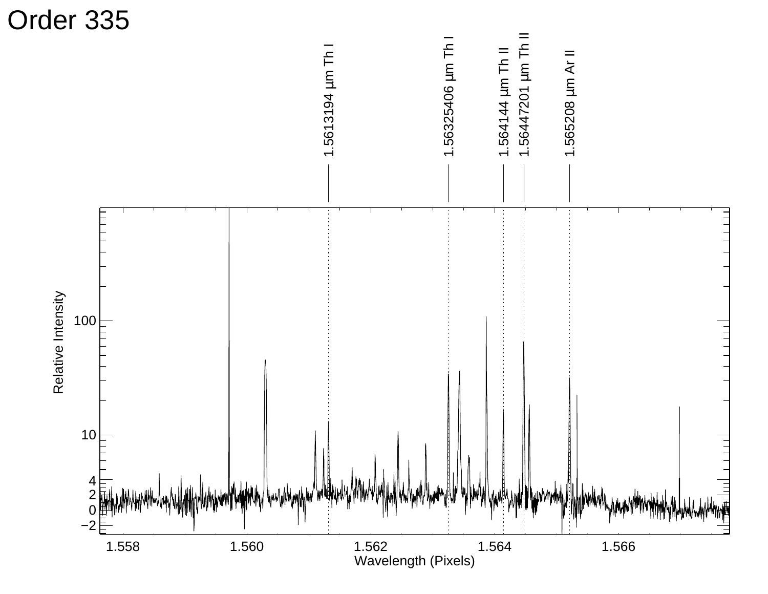# Order 335

1.5613194 μm Th I

1.56325406 μm Th I

1.564144 μm Th II

1.56447201 μm Th II

1.565208 μm Ar II

Relative Intensity

Wavelength (Pixels)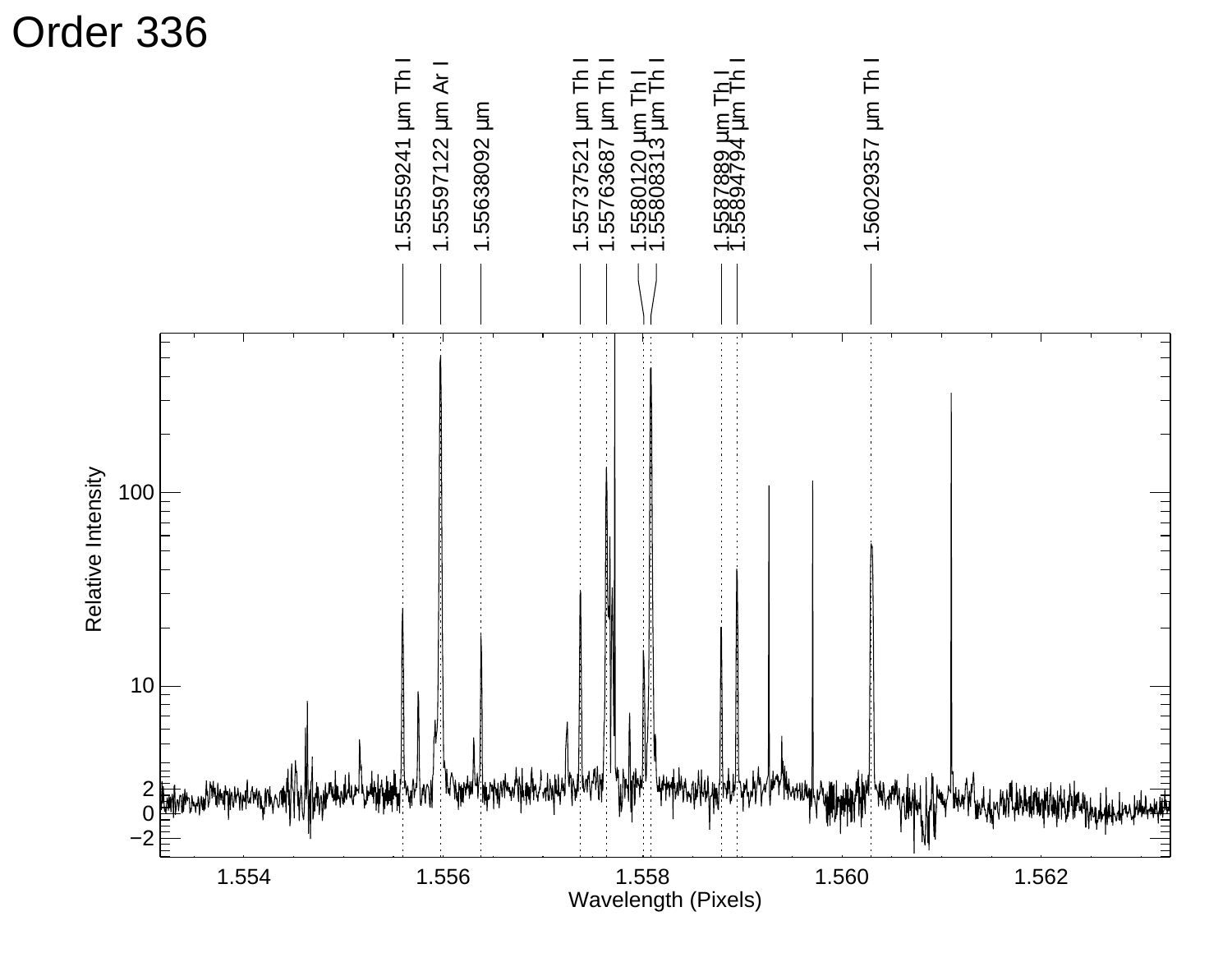# Order 336

| Wavelength | Species |
| --- | --- |
| 1.55559241 µm | Th I |
| 1.55597122 µm | Ar I |
| 1.55638092 µm | |
| 1.55737521 µm | Th I |
| 1.55763687 µm | Th I |
| 1.5580120 µm | Th I |
| 1.55808313 µm | Th I |
| 1.5587889 µm | Th I |
| 1.55894794 µm | Th I |
| 1.56029357 µm | Th I |

Relative Intensity

Wavelength (Pixels)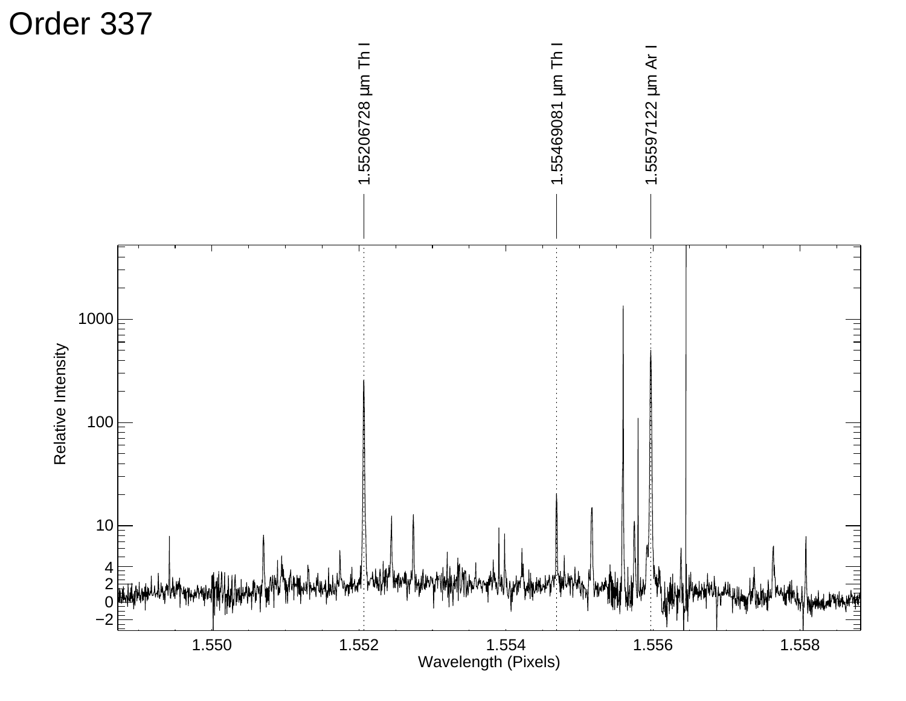# Order 337

1.55206728 μm Th I

1.55469081 μm Th I

1.55597122 μm Ar I

Relative Intensity

Wavelength (Pixels)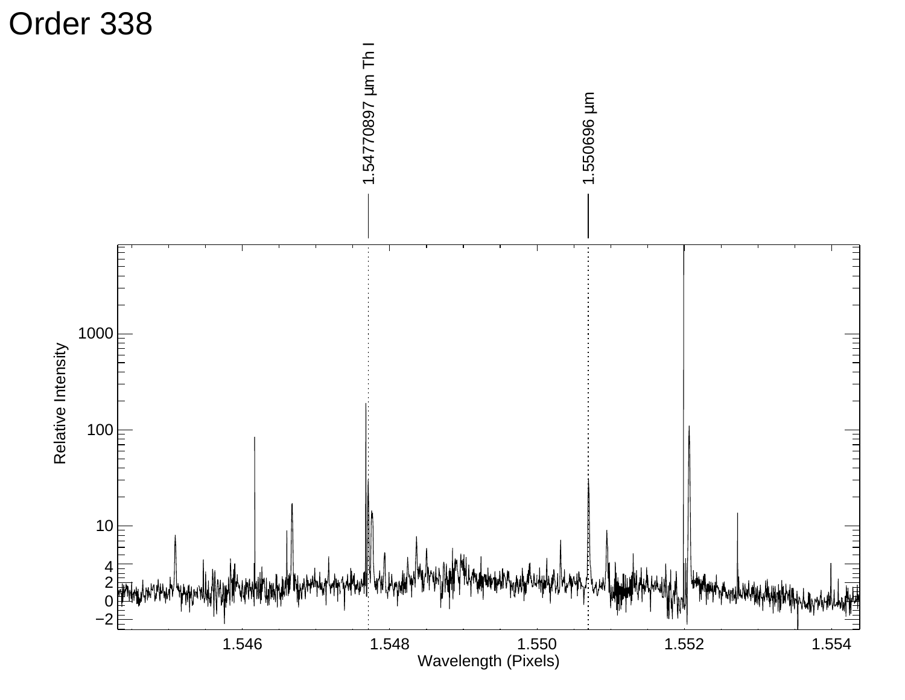# Order 338

1.54770897 µm Th I

1.550696 µm

Relative Intensity

1000

100

10

4

2

0

−2

1.546

1.548

1.550

1.552

1.554

Wavelength (Pixels)